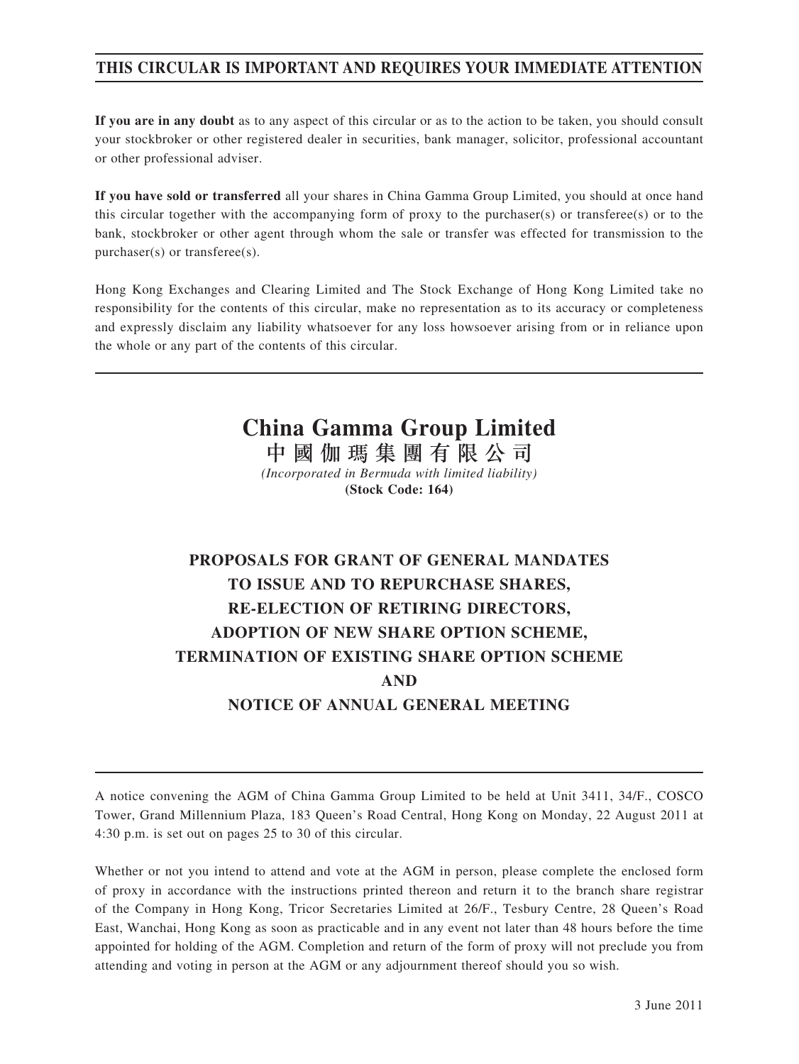**THIS CIRCULAR IS IMPORTANT AND REQUIRES YOUR IMMEDIATE ATTENTION**

**If you are in any doubt** as to any aspect of this circular or as to the action to be taken, you should consult your stockbroker or other registered dealer in securities, bank manager, solicitor, professional accountant or other professional adviser.

**If you have sold or transferred** all your shares in China Gamma Group Limited, you should at once hand this circular together with the accompanying form of proxy to the purchaser(s) or transferee(s) or to the bank, stockbroker or other agent through whom the sale or transfer was effected for transmission to the purchaser(s) or transferee(s).

Hong Kong Exchanges and Clearing Limited and The Stock Exchange of Hong Kong Limited take no responsibility for the contents of this circular, make no representation as to its accuracy or completeness and expressly disclaim any liability whatsoever for any loss howsoever arising from or in reliance upon the whole or any part of the contents of this circular.

# China Gamma Group Limited
# 中國伽瑪集團有限公司

*(Incorporated in Bermuda with limited liability)*

**(Stock Code: 164)**

## PROPOSALS FOR GRANT OF GENERAL MANDATES TO ISSUE AND TO REPURCHASE SHARES, RE-ELECTION OF RETIRING DIRECTORS, ADOPTION OF NEW SHARE OPTION SCHEME, TERMINATION OF EXISTING SHARE OPTION SCHEME AND NOTICE OF ANNUAL GENERAL MEETING

A notice convening the AGM of China Gamma Group Limited to be held at Unit 3411, 34/F., COSCO Tower, Grand Millennium Plaza, 183 Queen's Road Central, Hong Kong on Monday, 22 August 2011 at 4:30 p.m. is set out on pages 25 to 30 of this circular.

Whether or not you intend to attend and vote at the AGM in person, please complete the enclosed form of proxy in accordance with the instructions printed thereon and return it to the branch share registrar of the Company in Hong Kong, Tricor Secretaries Limited at 26/F., Tesbury Centre, 28 Queen's Road East, Wanchai, Hong Kong as soon as practicable and in any event not later than 48 hours before the time appointed for holding of the AGM. Completion and return of the form of proxy will not preclude you from attending and voting in person at the AGM or any adjournment thereof should you so wish.

3 June 2011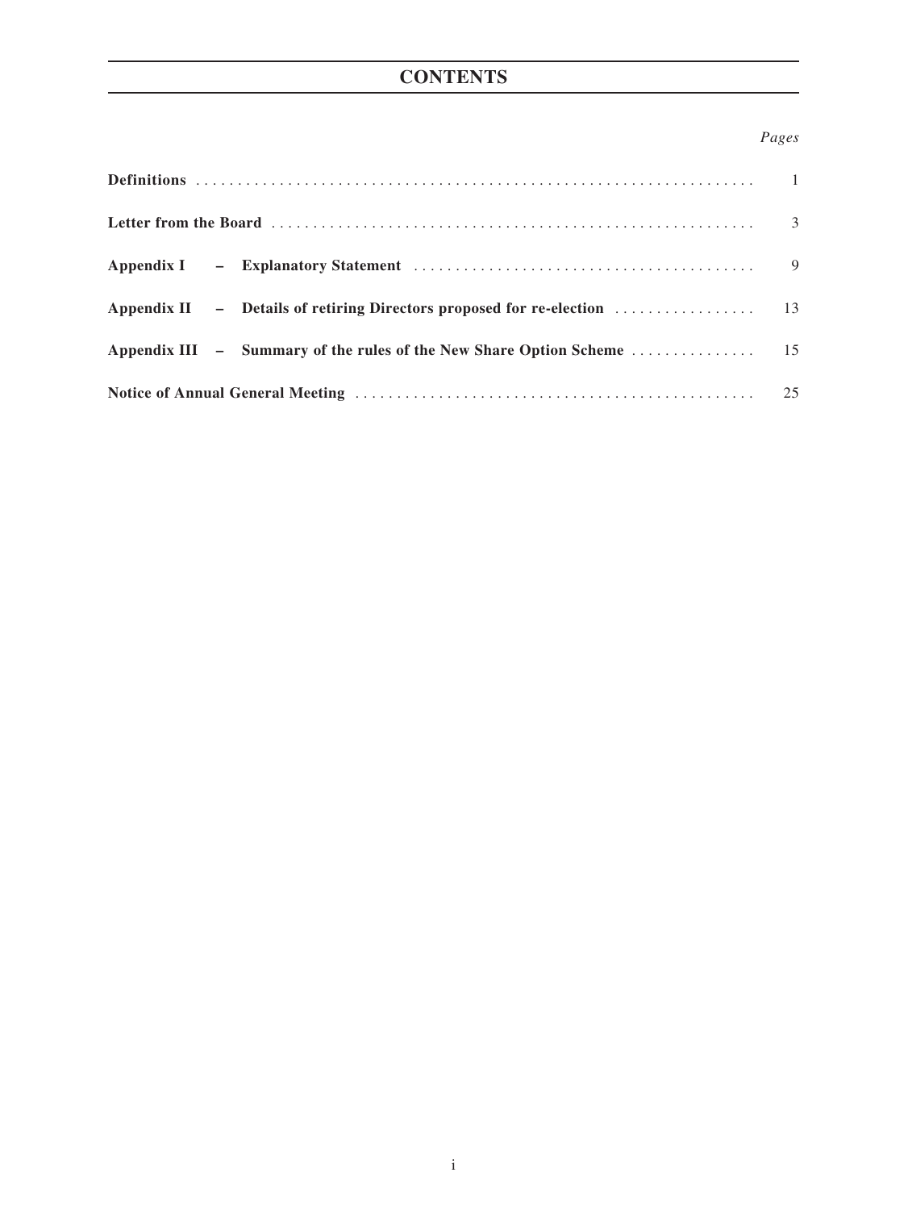# CONTENTS

| | *Pages* |
|---|---|
| **Definitions** | 1 |
| **Letter from the Board** | 3 |
| **Appendix I – Explanatory Statement** | 9 |
| **Appendix II – Details of retiring Directors proposed for re-election** | 13 |
| **Appendix III – Summary of the rules of the New Share Option Scheme** | 15 |
| **Notice of Annual General Meeting** | 25 |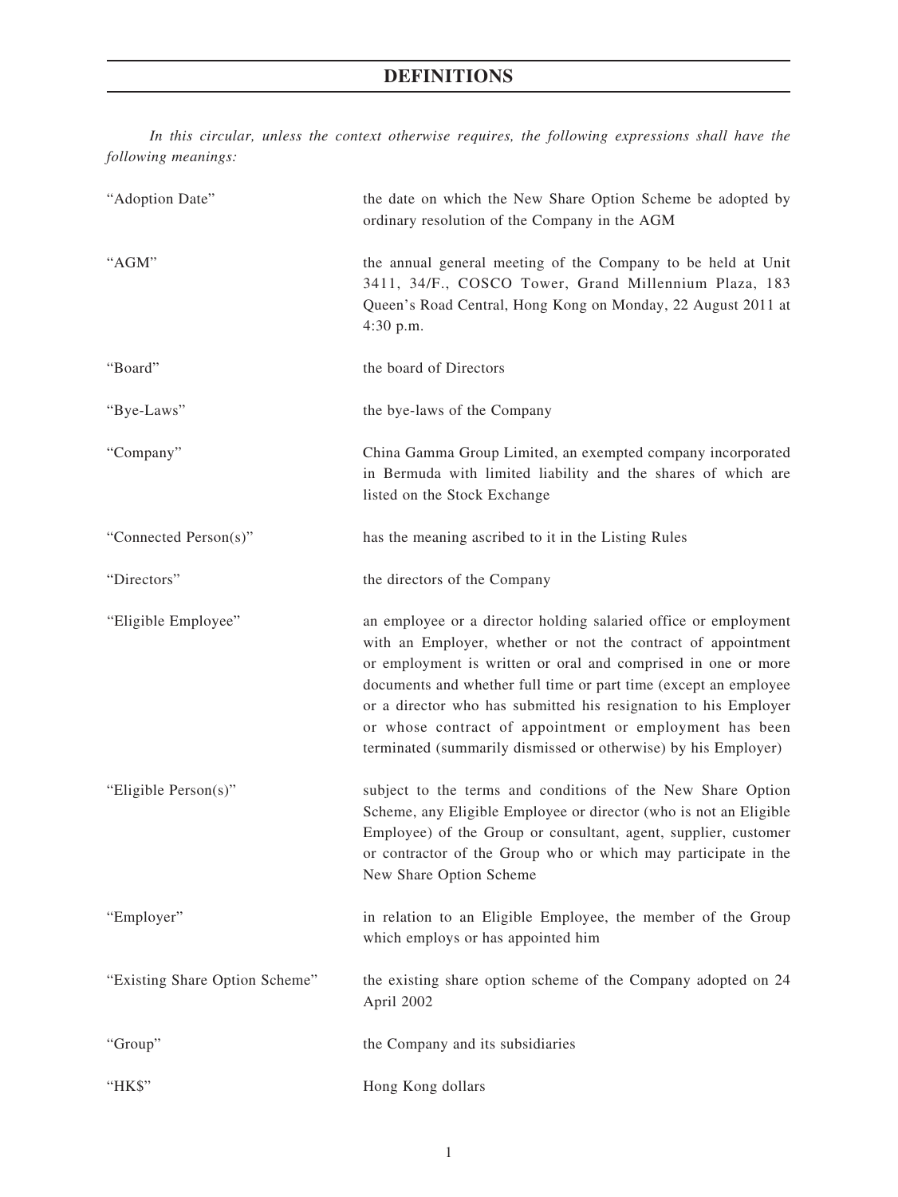# DEFINITIONS

*In this circular, unless the context otherwise requires, the following expressions shall have the following meanings:*

| | |
|---|---|
| "Adoption Date" | the date on which the New Share Option Scheme be adopted by ordinary resolution of the Company in the AGM |
| "AGM" | the annual general meeting of the Company to be held at Unit 3411, 34/F., COSCO Tower, Grand Millennium Plaza, 183 Queen's Road Central, Hong Kong on Monday, 22 August 2011 at 4:30 p.m. |
| "Board" | the board of Directors |
| "Bye-Laws" | the bye-laws of the Company |
| "Company" | China Gamma Group Limited, an exempted company incorporated in Bermuda with limited liability and the shares of which are listed on the Stock Exchange |
| "Connected Person(s)" | has the meaning ascribed to it in the Listing Rules |
| "Directors" | the directors of the Company |
| "Eligible Employee" | an employee or a director holding salaried office or employment with an Employer, whether or not the contract of appointment or employment is written or oral and comprised in one or more documents and whether full time or part time (except an employee or a director who has submitted his resignation to his Employer or whose contract of appointment or employment has been terminated (summarily dismissed or otherwise) by his Employer) |
| "Eligible Person(s)" | subject to the terms and conditions of the New Share Option Scheme, any Eligible Employee or director (who is not an Eligible Employee) of the Group or consultant, agent, supplier, customer or contractor of the Group who or which may participate in the New Share Option Scheme |
| "Employer" | in relation to an Eligible Employee, the member of the Group which employs or has appointed him |
| "Existing Share Option Scheme" | the existing share option scheme of the Company adopted on 24 April 2002 |
| "Group" | the Company and its subsidiaries |
| "HK$" | Hong Kong dollars |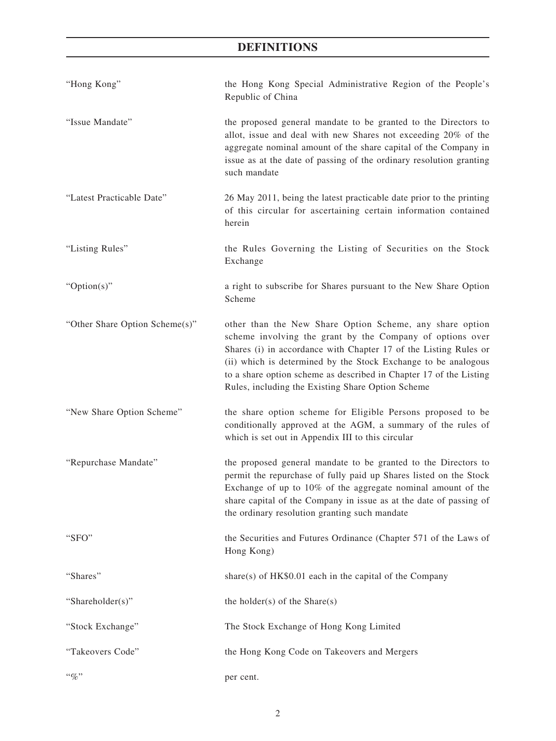## DEFINITIONS

| | |
|---|---|
| "Hong Kong" | the Hong Kong Special Administrative Region of the People's Republic of China |
| "Issue Mandate" | the proposed general mandate to be granted to the Directors to allot, issue and deal with new Shares not exceeding 20% of the aggregate nominal amount of the share capital of the Company in issue as at the date of passing of the ordinary resolution granting such mandate |
| "Latest Practicable Date" | 26 May 2011, being the latest practicable date prior to the printing of this circular for ascertaining certain information contained herein |
| "Listing Rules" | the Rules Governing the Listing of Securities on the Stock Exchange |
| "Option(s)" | a right to subscribe for Shares pursuant to the New Share Option Scheme |
| "Other Share Option Scheme(s)" | other than the New Share Option Scheme, any share option scheme involving the grant by the Company of options over Shares (i) in accordance with Chapter 17 of the Listing Rules or (ii) which is determined by the Stock Exchange to be analogous to a share option scheme as described in Chapter 17 of the Listing Rules, including the Existing Share Option Scheme |
| "New Share Option Scheme" | the share option scheme for Eligible Persons proposed to be conditionally approved at the AGM, a summary of the rules of which is set out in Appendix III to this circular |
| "Repurchase Mandate" | the proposed general mandate to be granted to the Directors to permit the repurchase of fully paid up Shares listed on the Stock Exchange of up to 10% of the aggregate nominal amount of the share capital of the Company in issue as at the date of passing of the ordinary resolution granting such mandate |
| "SFO" | the Securities and Futures Ordinance (Chapter 571 of the Laws of Hong Kong) |
| "Shares" | share(s) of HK$0.01 each in the capital of the Company |
| "Shareholder(s)" | the holder(s) of the Share(s) |
| "Stock Exchange" | The Stock Exchange of Hong Kong Limited |
| "Takeovers Code" | the Hong Kong Code on Takeovers and Mergers |
| "%" | per cent. |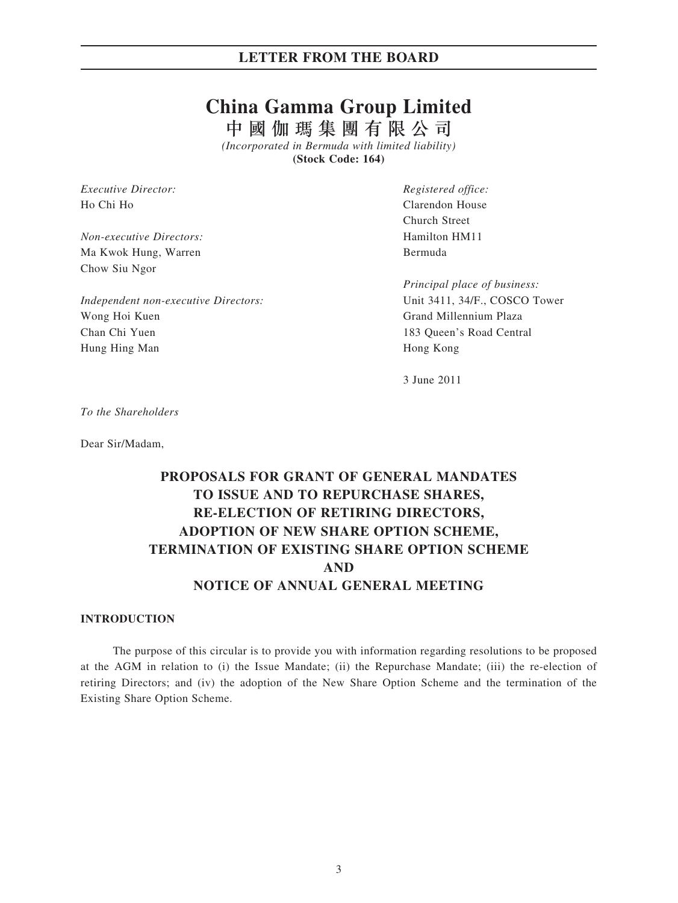# China Gamma Group Limited

## 中國伽瑪集團有限公司

*(Incorporated in Bermuda with limited liability)*

**(Stock Code: 164)**

*Executive Director:*
Ho Chi Ho

*Non-executive Directors:*
Ma Kwok Hung, Warren
Chow Siu Ngor

*Independent non-executive Directors:*
Wong Hoi Kuen
Chan Chi Yuen
Hung Hing Man

*Registered office:*
Clarendon House
Church Street
Hamilton HM11
Bermuda

*Principal place of business:*
Unit 3411, 34/F., COSCO Tower
Grand Millennium Plaza
183 Queen's Road Central
Hong Kong

3 June 2011

*To the Shareholders*

Dear Sir/Madam,

## PROPOSALS FOR GRANT OF GENERAL MANDATES TO ISSUE AND TO REPURCHASE SHARES, RE-ELECTION OF RETIRING DIRECTORS, ADOPTION OF NEW SHARE OPTION SCHEME, TERMINATION OF EXISTING SHARE OPTION SCHEME AND NOTICE OF ANNUAL GENERAL MEETING

### INTRODUCTION

The purpose of this circular is to provide you with information regarding resolutions to be proposed at the AGM in relation to (i) the Issue Mandate; (ii) the Repurchase Mandate; (iii) the re-election of retiring Directors; and (iv) the adoption of the New Share Option Scheme and the termination of the Existing Share Option Scheme.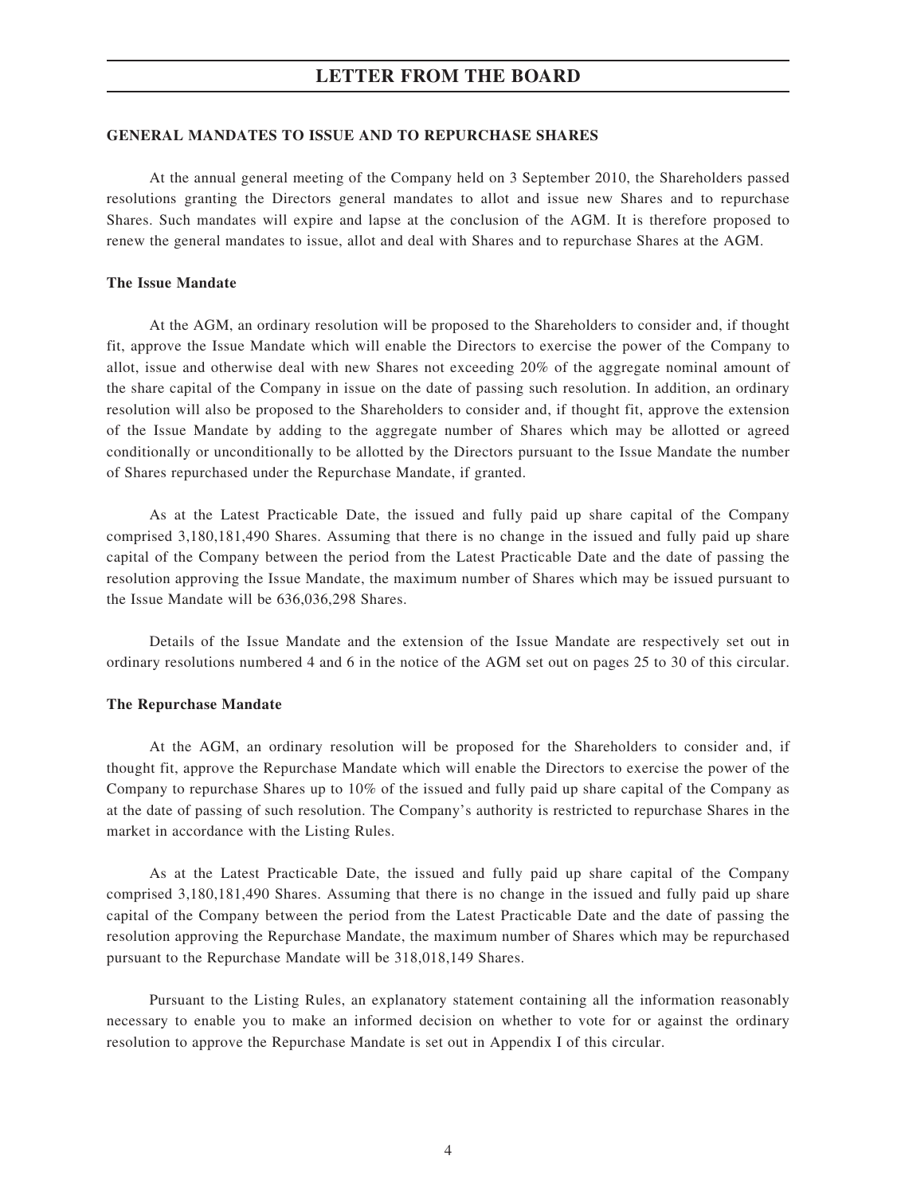## LETTER FROM THE BOARD

### GENERAL MANDATES TO ISSUE AND TO REPURCHASE SHARES

At the annual general meeting of the Company held on 3 September 2010, the Shareholders passed resolutions granting the Directors general mandates to allot and issue new Shares and to repurchase Shares. Such mandates will expire and lapse at the conclusion of the AGM. It is therefore proposed to renew the general mandates to issue, allot and deal with Shares and to repurchase Shares at the AGM.

**The Issue Mandate**

At the AGM, an ordinary resolution will be proposed to the Shareholders to consider and, if thought fit, approve the Issue Mandate which will enable the Directors to exercise the power of the Company to allot, issue and otherwise deal with new Shares not exceeding 20% of the aggregate nominal amount of the share capital of the Company in issue on the date of passing such resolution. In addition, an ordinary resolution will also be proposed to the Shareholders to consider and, if thought fit, approve the extension of the Issue Mandate by adding to the aggregate number of Shares which may be allotted or agreed conditionally or unconditionally to be allotted by the Directors pursuant to the Issue Mandate the number of Shares repurchased under the Repurchase Mandate, if granted.

As at the Latest Practicable Date, the issued and fully paid up share capital of the Company comprised 3,180,181,490 Shares. Assuming that there is no change in the issued and fully paid up share capital of the Company between the period from the Latest Practicable Date and the date of passing the resolution approving the Issue Mandate, the maximum number of Shares which may be issued pursuant to the Issue Mandate will be 636,036,298 Shares.

Details of the Issue Mandate and the extension of the Issue Mandate are respectively set out in ordinary resolutions numbered 4 and 6 in the notice of the AGM set out on pages 25 to 30 of this circular.

**The Repurchase Mandate**

At the AGM, an ordinary resolution will be proposed for the Shareholders to consider and, if thought fit, approve the Repurchase Mandate which will enable the Directors to exercise the power of the Company to repurchase Shares up to 10% of the issued and fully paid up share capital of the Company as at the date of passing of such resolution. The Company's authority is restricted to repurchase Shares in the market in accordance with the Listing Rules.

As at the Latest Practicable Date, the issued and fully paid up share capital of the Company comprised 3,180,181,490 Shares. Assuming that there is no change in the issued and fully paid up share capital of the Company between the period from the Latest Practicable Date and the date of passing the resolution approving the Repurchase Mandate, the maximum number of Shares which may be repurchased pursuant to the Repurchase Mandate will be 318,018,149 Shares.

Pursuant to the Listing Rules, an explanatory statement containing all the information reasonably necessary to enable you to make an informed decision on whether to vote for or against the ordinary resolution to approve the Repurchase Mandate is set out in Appendix I of this circular.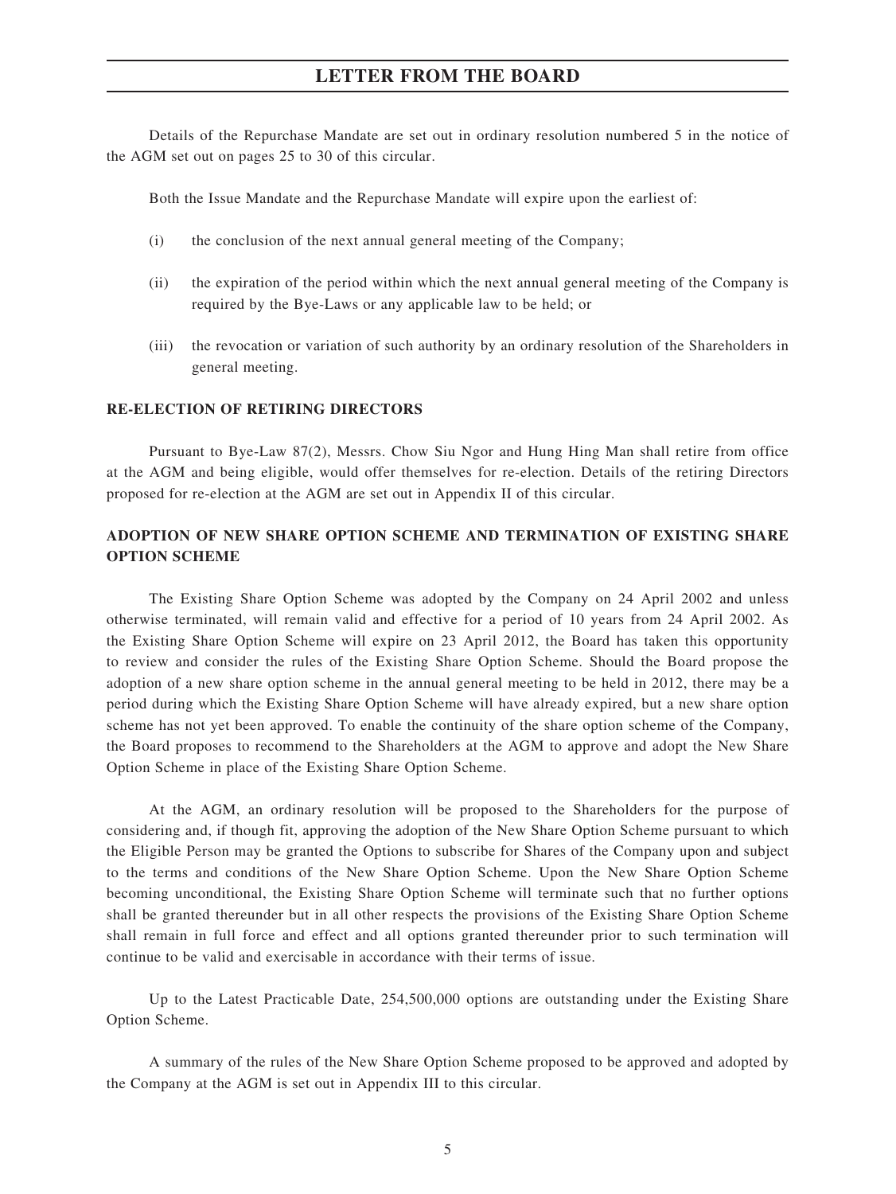Details of the Repurchase Mandate are set out in ordinary resolution numbered 5 in the notice of the AGM set out on pages 25 to 30 of this circular.

Both the Issue Mandate and the Repurchase Mandate will expire upon the earliest of:

(i) the conclusion of the next annual general meeting of the Company;

(ii) the expiration of the period within which the next annual general meeting of the Company is required by the Bye-Laws or any applicable law to be held; or

(iii) the revocation or variation of such authority by an ordinary resolution of the Shareholders in general meeting.

**RE-ELECTION OF RETIRING DIRECTORS**

Pursuant to Bye-Law 87(2), Messrs. Chow Siu Ngor and Hung Hing Man shall retire from office at the AGM and being eligible, would offer themselves for re-election. Details of the retiring Directors proposed for re-election at the AGM are set out in Appendix II of this circular.

**ADOPTION OF NEW SHARE OPTION SCHEME AND TERMINATION OF EXISTING SHARE OPTION SCHEME**

The Existing Share Option Scheme was adopted by the Company on 24 April 2002 and unless otherwise terminated, will remain valid and effective for a period of 10 years from 24 April 2002. As the Existing Share Option Scheme will expire on 23 April 2012, the Board has taken this opportunity to review and consider the rules of the Existing Share Option Scheme. Should the Board propose the adoption of a new share option scheme in the annual general meeting to be held in 2012, there may be a period during which the Existing Share Option Scheme will have already expired, but a new share option scheme has not yet been approved. To enable the continuity of the share option scheme of the Company, the Board proposes to recommend to the Shareholders at the AGM to approve and adopt the New Share Option Scheme in place of the Existing Share Option Scheme.

At the AGM, an ordinary resolution will be proposed to the Shareholders for the purpose of considering and, if though fit, approving the adoption of the New Share Option Scheme pursuant to which the Eligible Person may be granted the Options to subscribe for Shares of the Company upon and subject to the terms and conditions of the New Share Option Scheme. Upon the New Share Option Scheme becoming unconditional, the Existing Share Option Scheme will terminate such that no further options shall be granted thereunder but in all other respects the provisions of the Existing Share Option Scheme shall remain in full force and effect and all options granted thereunder prior to such termination will continue to be valid and exercisable in accordance with their terms of issue.

Up to the Latest Practicable Date, 254,500,000 options are outstanding under the Existing Share Option Scheme.

A summary of the rules of the New Share Option Scheme proposed to be approved and adopted by the Company at the AGM is set out in Appendix III to this circular.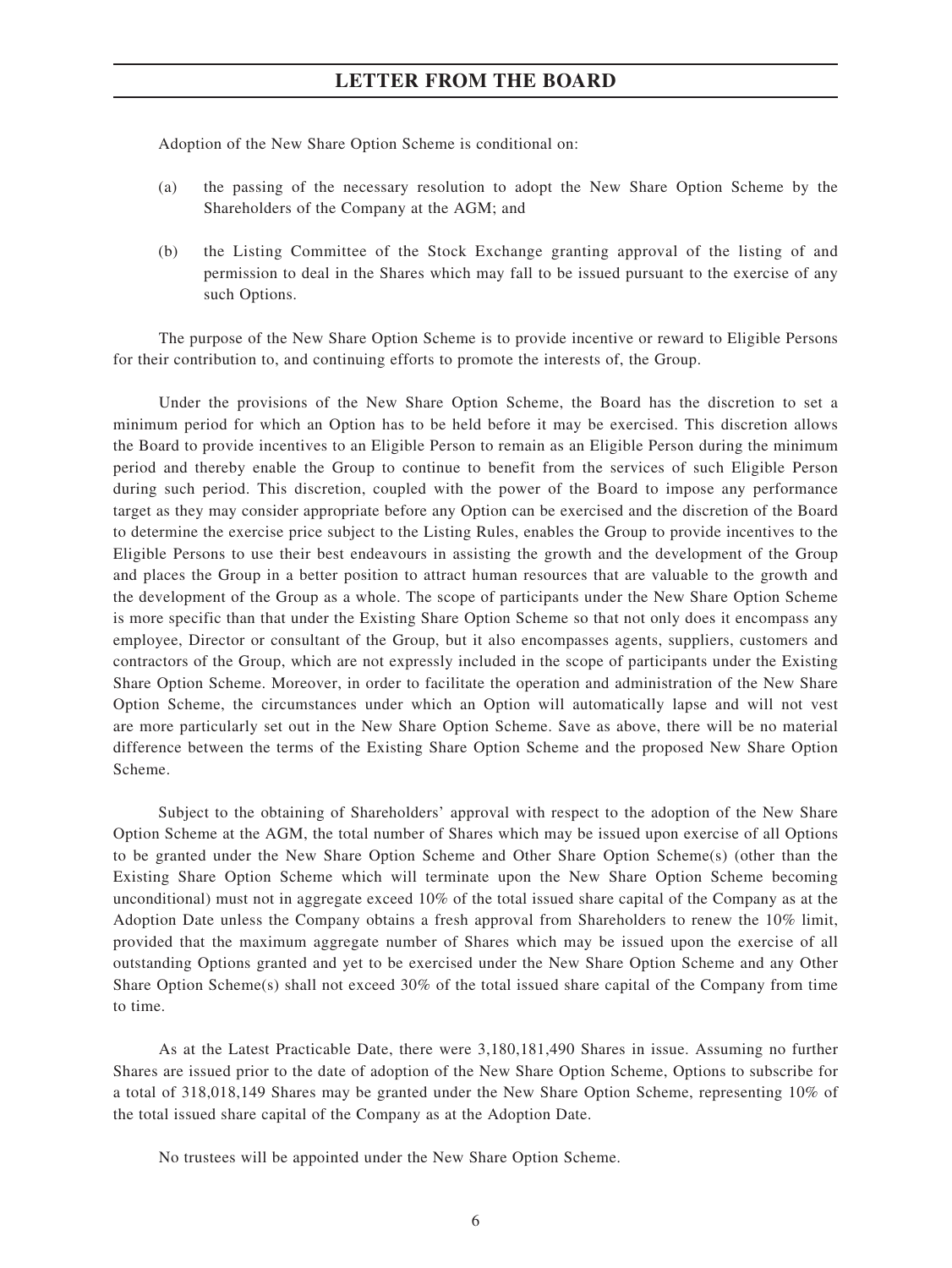Adoption of the New Share Option Scheme is conditional on:

(a) the passing of the necessary resolution to adopt the New Share Option Scheme by the Shareholders of the Company at the AGM; and

(b) the Listing Committee of the Stock Exchange granting approval of the listing of and permission to deal in the Shares which may fall to be issued pursuant to the exercise of any such Options.

The purpose of the New Share Option Scheme is to provide incentive or reward to Eligible Persons for their contribution to, and continuing efforts to promote the interests of, the Group.

Under the provisions of the New Share Option Scheme, the Board has the discretion to set a minimum period for which an Option has to be held before it may be exercised. This discretion allows the Board to provide incentives to an Eligible Person to remain as an Eligible Person during the minimum period and thereby enable the Group to continue to benefit from the services of such Eligible Person during such period. This discretion, coupled with the power of the Board to impose any performance target as they may consider appropriate before any Option can be exercised and the discretion of the Board to determine the exercise price subject to the Listing Rules, enables the Group to provide incentives to the Eligible Persons to use their best endeavours in assisting the growth and the development of the Group and places the Group in a better position to attract human resources that are valuable to the growth and the development of the Group as a whole. The scope of participants under the New Share Option Scheme is more specific than that under the Existing Share Option Scheme so that not only does it encompass any employee, Director or consultant of the Group, but it also encompasses agents, suppliers, customers and contractors of the Group, which are not expressly included in the scope of participants under the Existing Share Option Scheme. Moreover, in order to facilitate the operation and administration of the New Share Option Scheme, the circumstances under which an Option will automatically lapse and will not vest are more particularly set out in the New Share Option Scheme. Save as above, there will be no material difference between the terms of the Existing Share Option Scheme and the proposed New Share Option Scheme.

Subject to the obtaining of Shareholders' approval with respect to the adoption of the New Share Option Scheme at the AGM, the total number of Shares which may be issued upon exercise of all Options to be granted under the New Share Option Scheme and Other Share Option Scheme(s) (other than the Existing Share Option Scheme which will terminate upon the New Share Option Scheme becoming unconditional) must not in aggregate exceed 10% of the total issued share capital of the Company as at the Adoption Date unless the Company obtains a fresh approval from Shareholders to renew the 10% limit, provided that the maximum aggregate number of Shares which may be issued upon the exercise of all outstanding Options granted and yet to be exercised under the New Share Option Scheme and any Other Share Option Scheme(s) shall not exceed 30% of the total issued share capital of the Company from time to time.

As at the Latest Practicable Date, there were 3,180,181,490 Shares in issue. Assuming no further Shares are issued prior to the date of adoption of the New Share Option Scheme, Options to subscribe for a total of 318,018,149 Shares may be granted under the New Share Option Scheme, representing 10% of the total issued share capital of the Company as at the Adoption Date.

No trustees will be appointed under the New Share Option Scheme.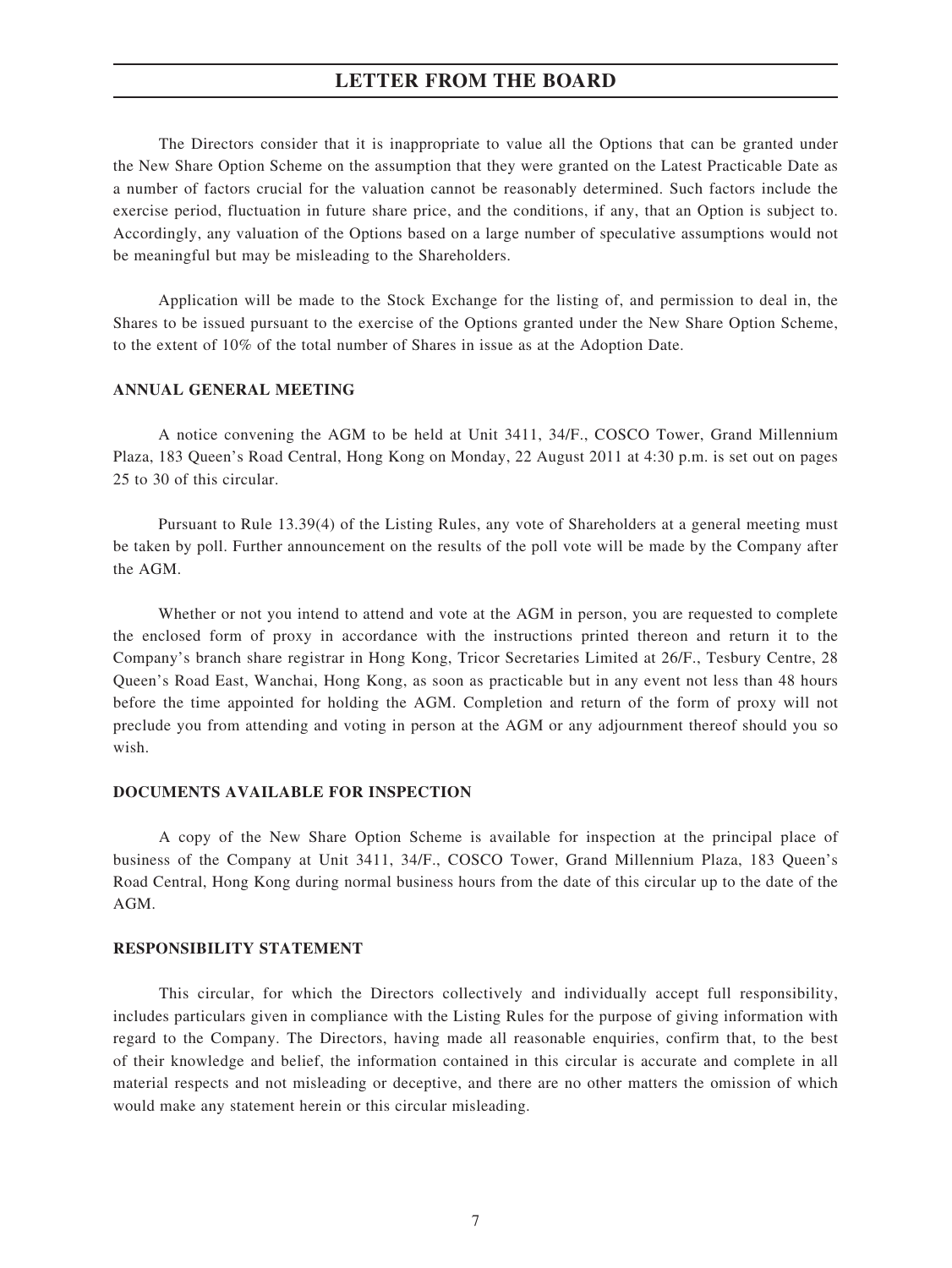The Directors consider that it is inappropriate to value all the Options that can be granted under the New Share Option Scheme on the assumption that they were granted on the Latest Practicable Date as a number of factors crucial for the valuation cannot be reasonably determined. Such factors include the exercise period, fluctuation in future share price, and the conditions, if any, that an Option is subject to. Accordingly, any valuation of the Options based on a large number of speculative assumptions would not be meaningful but may be misleading to the Shareholders.

Application will be made to the Stock Exchange for the listing of, and permission to deal in, the Shares to be issued pursuant to the exercise of the Options granted under the New Share Option Scheme, to the extent of 10% of the total number of Shares in issue as at the Adoption Date.

**ANNUAL GENERAL MEETING**

A notice convening the AGM to be held at Unit 3411, 34/F., COSCO Tower, Grand Millennium Plaza, 183 Queen's Road Central, Hong Kong on Monday, 22 August 2011 at 4:30 p.m. is set out on pages 25 to 30 of this circular.

Pursuant to Rule 13.39(4) of the Listing Rules, any vote of Shareholders at a general meeting must be taken by poll. Further announcement on the results of the poll vote will be made by the Company after the AGM.

Whether or not you intend to attend and vote at the AGM in person, you are requested to complete the enclosed form of proxy in accordance with the instructions printed thereon and return it to the Company's branch share registrar in Hong Kong, Tricor Secretaries Limited at 26/F., Tesbury Centre, 28 Queen's Road East, Wanchai, Hong Kong, as soon as practicable but in any event not less than 48 hours before the time appointed for holding the AGM. Completion and return of the form of proxy will not preclude you from attending and voting in person at the AGM or any adjournment thereof should you so wish.

**DOCUMENTS AVAILABLE FOR INSPECTION**

A copy of the New Share Option Scheme is available for inspection at the principal place of business of the Company at Unit 3411, 34/F., COSCO Tower, Grand Millennium Plaza, 183 Queen's Road Central, Hong Kong during normal business hours from the date of this circular up to the date of the AGM.

**RESPONSIBILITY STATEMENT**

This circular, for which the Directors collectively and individually accept full responsibility, includes particulars given in compliance with the Listing Rules for the purpose of giving information with regard to the Company. The Directors, having made all reasonable enquiries, confirm that, to the best of their knowledge and belief, the information contained in this circular is accurate and complete in all material respects and not misleading or deceptive, and there are no other matters the omission of which would make any statement herein or this circular misleading.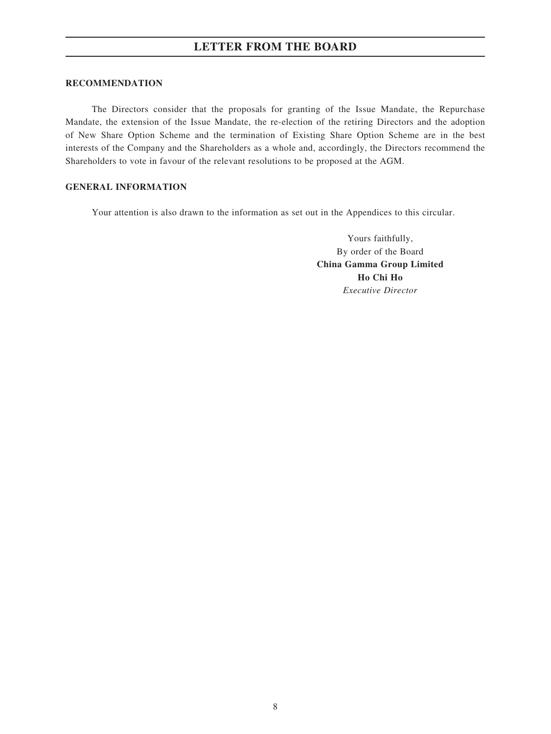## RECOMMENDATION

The Directors consider that the proposals for granting of the Issue Mandate, the Repurchase Mandate, the extension of the Issue Mandate, the re-election of the retiring Directors and the adoption of New Share Option Scheme and the termination of Existing Share Option Scheme are in the best interests of the Company and the Shareholders as a whole and, accordingly, the Directors recommend the Shareholders to vote in favour of the relevant resolutions to be proposed at the AGM.

## GENERAL INFORMATION

Your attention is also drawn to the information as set out in the Appendices to this circular.

Yours faithfully,
By order of the Board
**China Gamma Group Limited**
**Ho Chi Ho**
*Executive Director*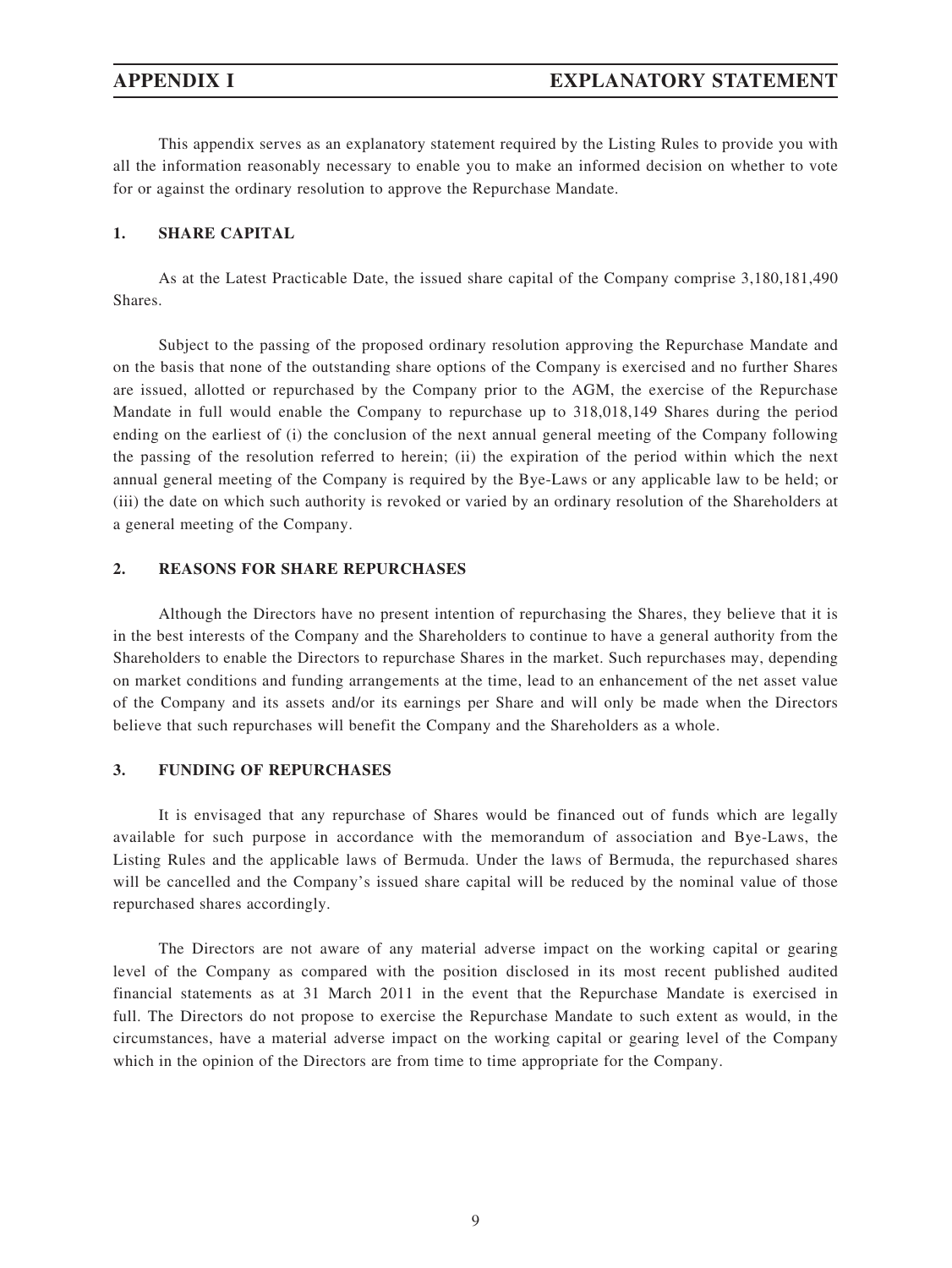# APPENDIX I EXPLANATORY STATEMENT

This appendix serves as an explanatory statement required by the Listing Rules to provide you with all the information reasonably necessary to enable you to make an informed decision on whether to vote for or against the ordinary resolution to approve the Repurchase Mandate.

## 1. SHARE CAPITAL

As at the Latest Practicable Date, the issued share capital of the Company comprise 3,180,181,490 Shares.

Subject to the passing of the proposed ordinary resolution approving the Repurchase Mandate and on the basis that none of the outstanding share options of the Company is exercised and no further Shares are issued, allotted or repurchased by the Company prior to the AGM, the exercise of the Repurchase Mandate in full would enable the Company to repurchase up to 318,018,149 Shares during the period ending on the earliest of (i) the conclusion of the next annual general meeting of the Company following the passing of the resolution referred to herein; (ii) the expiration of the period within which the next annual general meeting of the Company is required by the Bye-Laws or any applicable law to be held; or (iii) the date on which such authority is revoked or varied by an ordinary resolution of the Shareholders at a general meeting of the Company.

## 2. REASONS FOR SHARE REPURCHASES

Although the Directors have no present intention of repurchasing the Shares, they believe that it is in the best interests of the Company and the Shareholders to continue to have a general authority from the Shareholders to enable the Directors to repurchase Shares in the market. Such repurchases may, depending on market conditions and funding arrangements at the time, lead to an enhancement of the net asset value of the Company and its assets and/or its earnings per Share and will only be made when the Directors believe that such repurchases will benefit the Company and the Shareholders as a whole.

## 3. FUNDING OF REPURCHASES

It is envisaged that any repurchase of Shares would be financed out of funds which are legally available for such purpose in accordance with the memorandum of association and Bye-Laws, the Listing Rules and the applicable laws of Bermuda. Under the laws of Bermuda, the repurchased shares will be cancelled and the Company's issued share capital will be reduced by the nominal value of those repurchased shares accordingly.

The Directors are not aware of any material adverse impact on the working capital or gearing level of the Company as compared with the position disclosed in its most recent published audited financial statements as at 31 March 2011 in the event that the Repurchase Mandate is exercised in full. The Directors do not propose to exercise the Repurchase Mandate to such extent as would, in the circumstances, have a material adverse impact on the working capital or gearing level of the Company which in the opinion of the Directors are from time to time appropriate for the Company.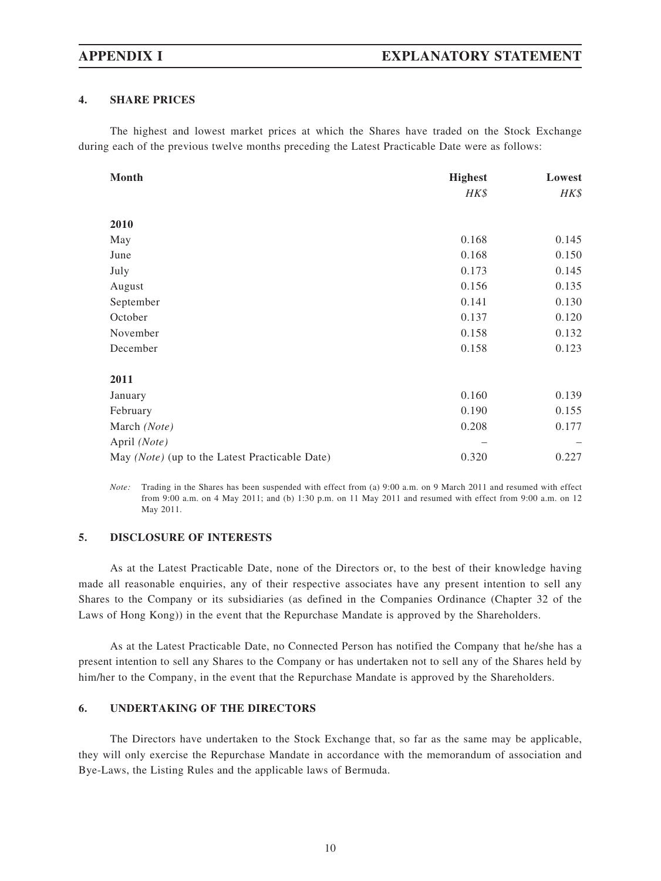## 4. SHARE PRICES

The highest and lowest market prices at which the Shares have traded on the Stock Exchange during each of the previous twelve months preceding the Latest Practicable Date were as follows:

| Month | Highest | Lowest |
|---|---|---|
| | *HK$* | *HK$* |
| **2010** | | |
| May | 0.168 | 0.145 |
| June | 0.168 | 0.150 |
| July | 0.173 | 0.145 |
| August | 0.156 | 0.135 |
| September | 0.141 | 0.130 |
| October | 0.137 | 0.120 |
| November | 0.158 | 0.132 |
| December | 0.158 | 0.123 |
| **2011** | | |
| January | 0.160 | 0.139 |
| February | 0.190 | 0.155 |
| March *(Note)* | 0.208 | 0.177 |
| April *(Note)* | – | – |
| May *(Note)* (up to the Latest Practicable Date) | 0.320 | 0.227 |

*Note:* Trading in the Shares has been suspended with effect from (a) 9:00 a.m. on 9 March 2011 and resumed with effect from 9:00 a.m. on 4 May 2011; and (b) 1:30 p.m. on 11 May 2011 and resumed with effect from 9:00 a.m. on 12 May 2011.

## 5. DISCLOSURE OF INTERESTS

As at the Latest Practicable Date, none of the Directors or, to the best of their knowledge having made all reasonable enquiries, any of their respective associates have any present intention to sell any Shares to the Company or its subsidiaries (as defined in the Companies Ordinance (Chapter 32 of the Laws of Hong Kong)) in the event that the Repurchase Mandate is approved by the Shareholders.

As at the Latest Practicable Date, no Connected Person has notified the Company that he/she has a present intention to sell any Shares to the Company or has undertaken not to sell any of the Shares held by him/her to the Company, in the event that the Repurchase Mandate is approved by the Shareholders.

## 6. UNDERTAKING OF THE DIRECTORS

The Directors have undertaken to the Stock Exchange that, so far as the same may be applicable, they will only exercise the Repurchase Mandate in accordance with the memorandum of association and Bye-Laws, the Listing Rules and the applicable laws of Bermuda.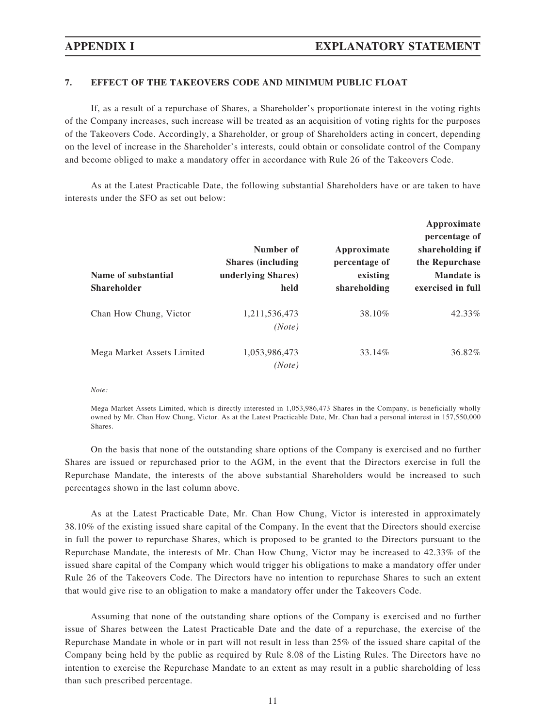## 7. EFFECT OF THE TAKEOVERS CODE AND MINIMUM PUBLIC FLOAT

If, as a result of a repurchase of Shares, a Shareholder's proportionate interest in the voting rights of the Company increases, such increase will be treated as an acquisition of voting rights for the purposes of the Takeovers Code. Accordingly, a Shareholder, or group of Shareholders acting in concert, depending on the level of increase in the Shareholder's interests, could obtain or consolidate control of the Company and become obliged to make a mandatory offer in accordance with Rule 26 of the Takeovers Code.

As at the Latest Practicable Date, the following substantial Shareholders have or are taken to have interests under the SFO as set out below:

| Name of substantial Shareholder | Number of Shares (including underlying Shares) held | Approximate percentage of existing shareholding | Approximate percentage of shareholding if the Repurchase Mandate is exercised in full |
|---|---|---|---|
| Chan How Chung, Victor | 1,211,536,473 *(Note)* | 38.10% | 42.33% |
| Mega Market Assets Limited | 1,053,986,473 *(Note)* | 33.14% | 36.82% |

*Note:*

Mega Market Assets Limited, which is directly interested in 1,053,986,473 Shares in the Company, is beneficially wholly owned by Mr. Chan How Chung, Victor. As at the Latest Practicable Date, Mr. Chan had a personal interest in 157,550,000 Shares.

On the basis that none of the outstanding share options of the Company is exercised and no further Shares are issued or repurchased prior to the AGM, in the event that the Directors exercise in full the Repurchase Mandate, the interests of the above substantial Shareholders would be increased to such percentages shown in the last column above.

As at the Latest Practicable Date, Mr. Chan How Chung, Victor is interested in approximately 38.10% of the existing issued share capital of the Company. In the event that the Directors should exercise in full the power to repurchase Shares, which is proposed to be granted to the Directors pursuant to the Repurchase Mandate, the interests of Mr. Chan How Chung, Victor may be increased to 42.33% of the issued share capital of the Company which would trigger his obligations to make a mandatory offer under Rule 26 of the Takeovers Code. The Directors have no intention to repurchase Shares to such an extent that would give rise to an obligation to make a mandatory offer under the Takeovers Code.

Assuming that none of the outstanding share options of the Company is exercised and no further issue of Shares between the Latest Practicable Date and the date of a repurchase, the exercise of the Repurchase Mandate in whole or in part will not result in less than 25% of the issued share capital of the Company being held by the public as required by Rule 8.08 of the Listing Rules. The Directors have no intention to exercise the Repurchase Mandate to an extent as may result in a public shareholding of less than such prescribed percentage.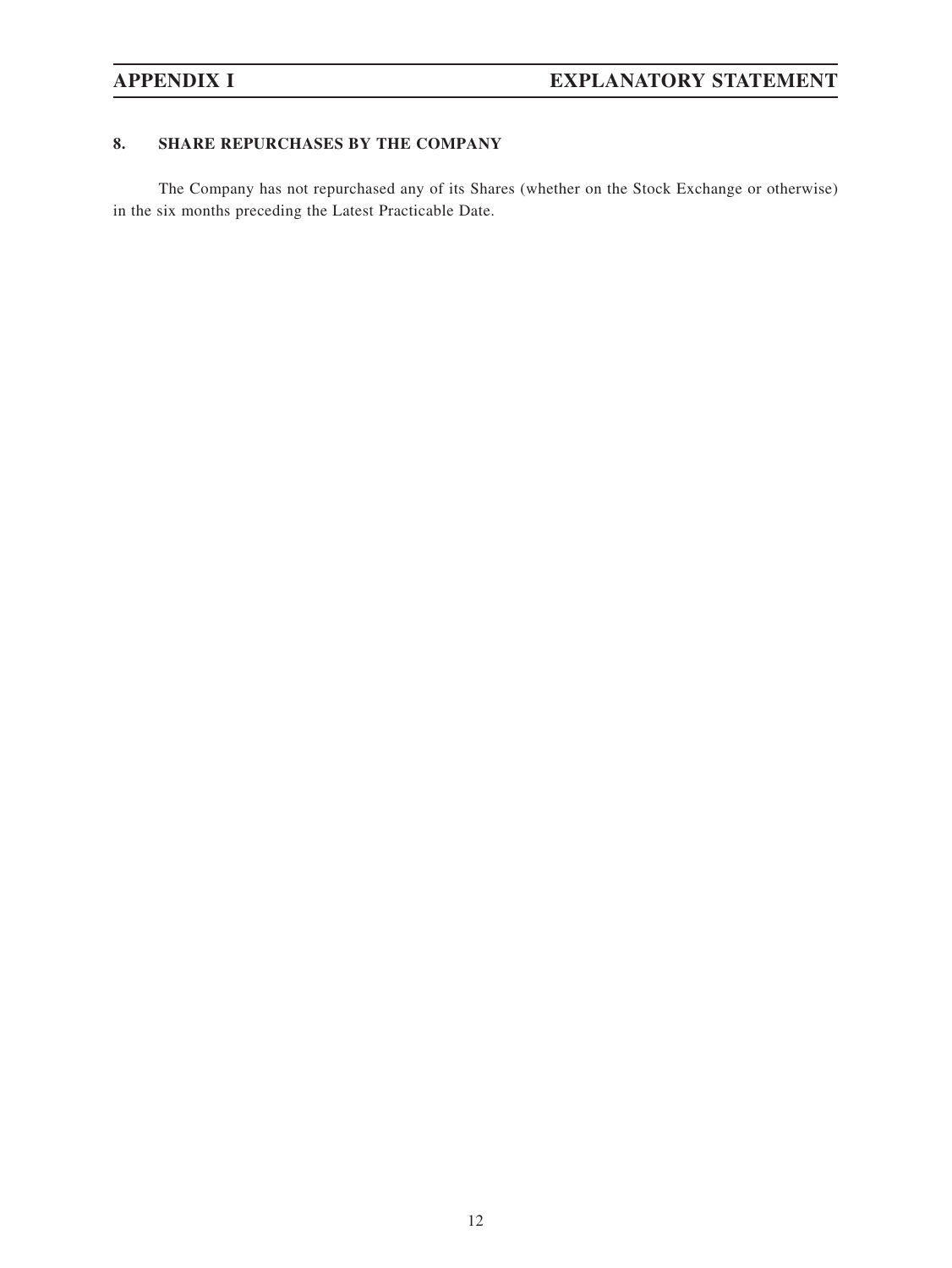## 8. SHARE REPURCHASES BY THE COMPANY

The Company has not repurchased any of its Shares (whether on the Stock Exchange or otherwise) in the six months preceding the Latest Practicable Date.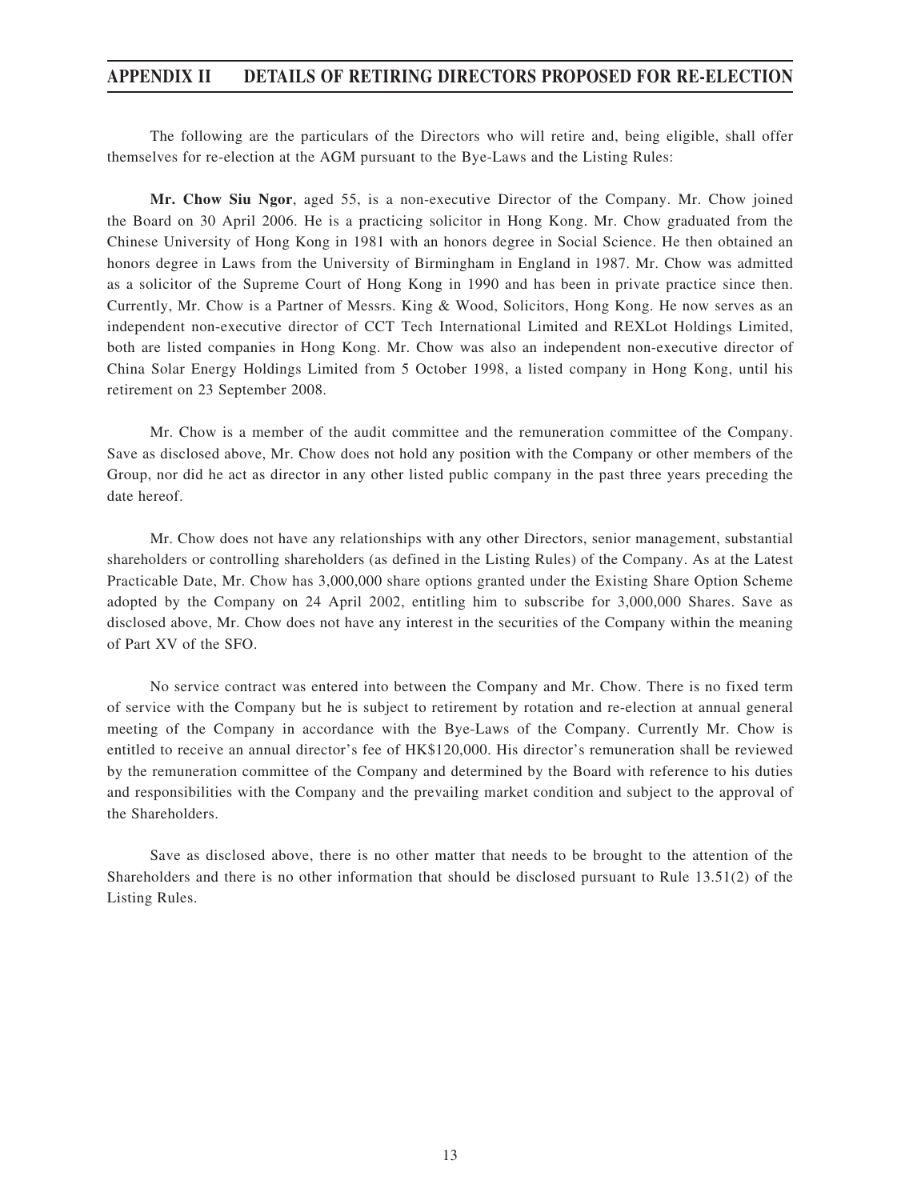# APPENDIX II    DETAILS OF RETIRING DIRECTORS PROPOSED FOR RE-ELECTION

The following are the particulars of the Directors who will retire and, being eligible, shall offer themselves for re-election at the AGM pursuant to the Bye-Laws and the Listing Rules:

**Mr. Chow Siu Ngor**, aged 55, is a non-executive Director of the Company. Mr. Chow joined the Board on 30 April 2006. He is a practicing solicitor in Hong Kong. Mr. Chow graduated from the Chinese University of Hong Kong in 1981 with an honors degree in Social Science. He then obtained an honors degree in Laws from the University of Birmingham in England in 1987. Mr. Chow was admitted as a solicitor of the Supreme Court of Hong Kong in 1990 and has been in private practice since then. Currently, Mr. Chow is a Partner of Messrs. King & Wood, Solicitors, Hong Kong. He now serves as an independent non-executive director of CCT Tech International Limited and REXLot Holdings Limited, both are listed companies in Hong Kong. Mr. Chow was also an independent non-executive director of China Solar Energy Holdings Limited from 5 October 1998, a listed company in Hong Kong, until his retirement on 23 September 2008.

Mr. Chow is a member of the audit committee and the remuneration committee of the Company. Save as disclosed above, Mr. Chow does not hold any position with the Company or other members of the Group, nor did he act as director in any other listed public company in the past three years preceding the date hereof.

Mr. Chow does not have any relationships with any other Directors, senior management, substantial shareholders or controlling shareholders (as defined in the Listing Rules) of the Company. As at the Latest Practicable Date, Mr. Chow has 3,000,000 share options granted under the Existing Share Option Scheme adopted by the Company on 24 April 2002, entitling him to subscribe for 3,000,000 Shares. Save as disclosed above, Mr. Chow does not have any interest in the securities of the Company within the meaning of Part XV of the SFO.

No service contract was entered into between the Company and Mr. Chow. There is no fixed term of service with the Company but he is subject to retirement by rotation and re-election at annual general meeting of the Company in accordance with the Bye-Laws of the Company. Currently Mr. Chow is entitled to receive an annual director's fee of HK$120,000. His director's remuneration shall be reviewed by the remuneration committee of the Company and determined by the Board with reference to his duties and responsibilities with the Company and the prevailing market condition and subject to the approval of the Shareholders.

Save as disclosed above, there is no other matter that needs to be brought to the attention of the Shareholders and there is no other information that should be disclosed pursuant to Rule 13.51(2) of the Listing Rules.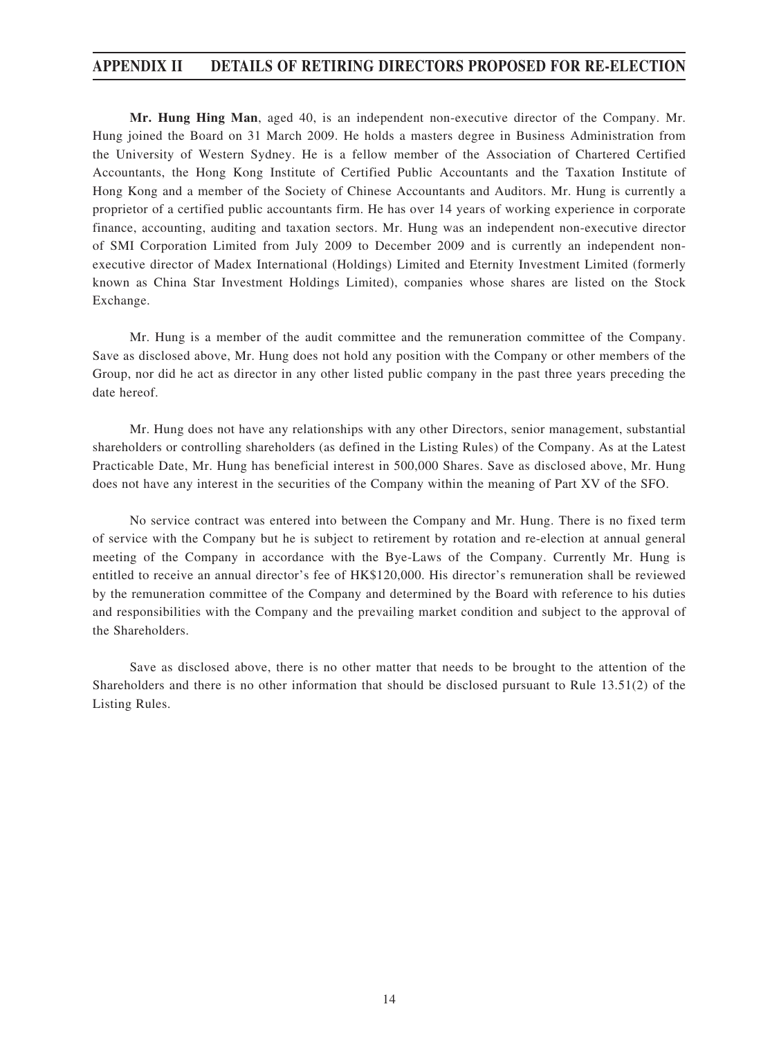**Mr. Hung Hing Man**, aged 40, is an independent non-executive director of the Company. Mr. Hung joined the Board on 31 March 2009. He holds a masters degree in Business Administration from the University of Western Sydney. He is a fellow member of the Association of Chartered Certified Accountants, the Hong Kong Institute of Certified Public Accountants and the Taxation Institute of Hong Kong and a member of the Society of Chinese Accountants and Auditors. Mr. Hung is currently a proprietor of a certified public accountants firm. He has over 14 years of working experience in corporate finance, accounting, auditing and taxation sectors. Mr. Hung was an independent non-executive director of SMI Corporation Limited from July 2009 to December 2009 and is currently an independent non-executive director of Madex International (Holdings) Limited and Eternity Investment Limited (formerly known as China Star Investment Holdings Limited), companies whose shares are listed on the Stock Exchange.

Mr. Hung is a member of the audit committee and the remuneration committee of the Company. Save as disclosed above, Mr. Hung does not hold any position with the Company or other members of the Group, nor did he act as director in any other listed public company in the past three years preceding the date hereof.

Mr. Hung does not have any relationships with any other Directors, senior management, substantial shareholders or controlling shareholders (as defined in the Listing Rules) of the Company. As at the Latest Practicable Date, Mr. Hung has beneficial interest in 500,000 Shares. Save as disclosed above, Mr. Hung does not have any interest in the securities of the Company within the meaning of Part XV of the SFO.

No service contract was entered into between the Company and Mr. Hung. There is no fixed term of service with the Company but he is subject to retirement by rotation and re-election at annual general meeting of the Company in accordance with the Bye-Laws of the Company. Currently Mr. Hung is entitled to receive an annual director's fee of HK$120,000. His director's remuneration shall be reviewed by the remuneration committee of the Company and determined by the Board with reference to his duties and responsibilities with the Company and the prevailing market condition and subject to the approval of the Shareholders.

Save as disclosed above, there is no other matter that needs to be brought to the attention of the Shareholders and there is no other information that should be disclosed pursuant to Rule 13.51(2) of the Listing Rules.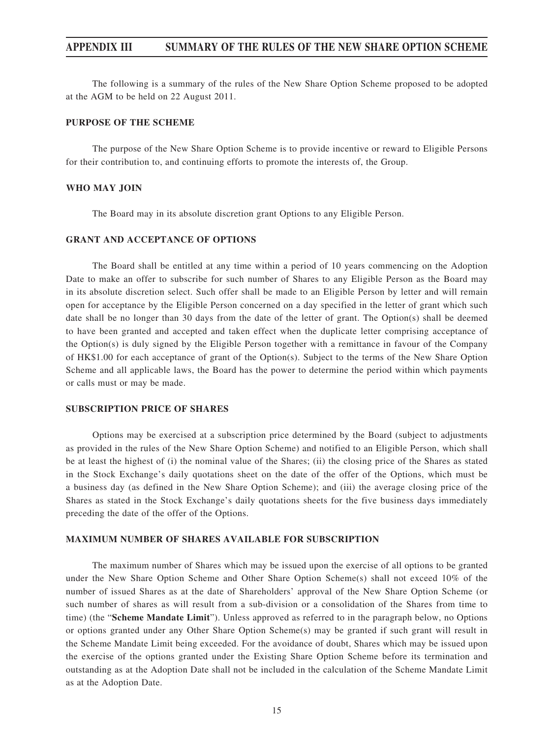The following is a summary of the rules of the New Share Option Scheme proposed to be adopted at the AGM to be held on 22 August 2011.

## PURPOSE OF THE SCHEME

The purpose of the New Share Option Scheme is to provide incentive or reward to Eligible Persons for their contribution to, and continuing efforts to promote the interests of, the Group.

## WHO MAY JOIN

The Board may in its absolute discretion grant Options to any Eligible Person.

## GRANT AND ACCEPTANCE OF OPTIONS

The Board shall be entitled at any time within a period of 10 years commencing on the Adoption Date to make an offer to subscribe for such number of Shares to any Eligible Person as the Board may in its absolute discretion select. Such offer shall be made to an Eligible Person by letter and will remain open for acceptance by the Eligible Person concerned on a day specified in the letter of grant which such date shall be no longer than 30 days from the date of the letter of grant. The Option(s) shall be deemed to have been granted and accepted and taken effect when the duplicate letter comprising acceptance of the Option(s) is duly signed by the Eligible Person together with a remittance in favour of the Company of HK$1.00 for each acceptance of grant of the Option(s). Subject to the terms of the New Share Option Scheme and all applicable laws, the Board has the power to determine the period within which payments or calls must or may be made.

## SUBSCRIPTION PRICE OF SHARES

Options may be exercised at a subscription price determined by the Board (subject to adjustments as provided in the rules of the New Share Option Scheme) and notified to an Eligible Person, which shall be at least the highest of (i) the nominal value of the Shares; (ii) the closing price of the Shares as stated in the Stock Exchange's daily quotations sheet on the date of the offer of the Options, which must be a business day (as defined in the New Share Option Scheme); and (iii) the average closing price of the Shares as stated in the Stock Exchange's daily quotations sheets for the five business days immediately preceding the date of the offer of the Options.

## MAXIMUM NUMBER OF SHARES AVAILABLE FOR SUBSCRIPTION

The maximum number of Shares which may be issued upon the exercise of all options to be granted under the New Share Option Scheme and Other Share Option Scheme(s) shall not exceed 10% of the number of issued Shares as at the date of Shareholders' approval of the New Share Option Scheme (or such number of shares as will result from a sub-division or a consolidation of the Shares from time to time) (the "**Scheme Mandate Limit**"). Unless approved as referred to in the paragraph below, no Options or options granted under any Other Share Option Scheme(s) may be granted if such grant will result in the Scheme Mandate Limit being exceeded. For the avoidance of doubt, Shares which may be issued upon the exercise of the options granted under the Existing Share Option Scheme before its termination and outstanding as at the Adoption Date shall not be included in the calculation of the Scheme Mandate Limit as at the Adoption Date.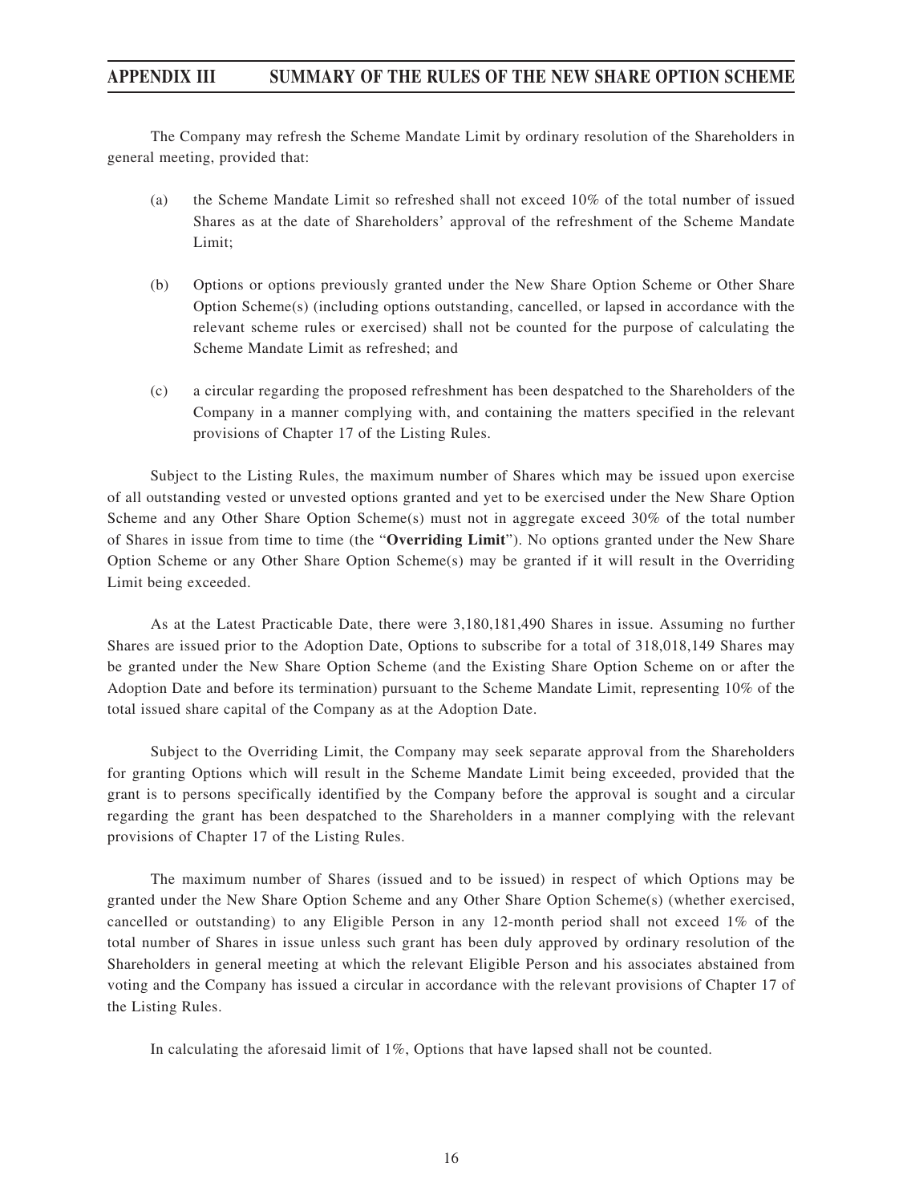The Company may refresh the Scheme Mandate Limit by ordinary resolution of the Shareholders in general meeting, provided that:

(a) the Scheme Mandate Limit so refreshed shall not exceed 10% of the total number of issued Shares as at the date of Shareholders' approval of the refreshment of the Scheme Mandate Limit;

(b) Options or options previously granted under the New Share Option Scheme or Other Share Option Scheme(s) (including options outstanding, cancelled, or lapsed in accordance with the relevant scheme rules or exercised) shall not be counted for the purpose of calculating the Scheme Mandate Limit as refreshed; and

(c) a circular regarding the proposed refreshment has been despatched to the Shareholders of the Company in a manner complying with, and containing the matters specified in the relevant provisions of Chapter 17 of the Listing Rules.

Subject to the Listing Rules, the maximum number of Shares which may be issued upon exercise of all outstanding vested or unvested options granted and yet to be exercised under the New Share Option Scheme and any Other Share Option Scheme(s) must not in aggregate exceed 30% of the total number of Shares in issue from time to time (the "**Overriding Limit**"). No options granted under the New Share Option Scheme or any Other Share Option Scheme(s) may be granted if it will result in the Overriding Limit being exceeded.

As at the Latest Practicable Date, there were 3,180,181,490 Shares in issue. Assuming no further Shares are issued prior to the Adoption Date, Options to subscribe for a total of 318,018,149 Shares may be granted under the New Share Option Scheme (and the Existing Share Option Scheme on or after the Adoption Date and before its termination) pursuant to the Scheme Mandate Limit, representing 10% of the total issued share capital of the Company as at the Adoption Date.

Subject to the Overriding Limit, the Company may seek separate approval from the Shareholders for granting Options which will result in the Scheme Mandate Limit being exceeded, provided that the grant is to persons specifically identified by the Company before the approval is sought and a circular regarding the grant has been despatched to the Shareholders in a manner complying with the relevant provisions of Chapter 17 of the Listing Rules.

The maximum number of Shares (issued and to be issued) in respect of which Options may be granted under the New Share Option Scheme and any Other Share Option Scheme(s) (whether exercised, cancelled or outstanding) to any Eligible Person in any 12-month period shall not exceed 1% of the total number of Shares in issue unless such grant has been duly approved by ordinary resolution of the Shareholders in general meeting at which the relevant Eligible Person and his associates abstained from voting and the Company has issued a circular in accordance with the relevant provisions of Chapter 17 of the Listing Rules.

In calculating the aforesaid limit of 1%, Options that have lapsed shall not be counted.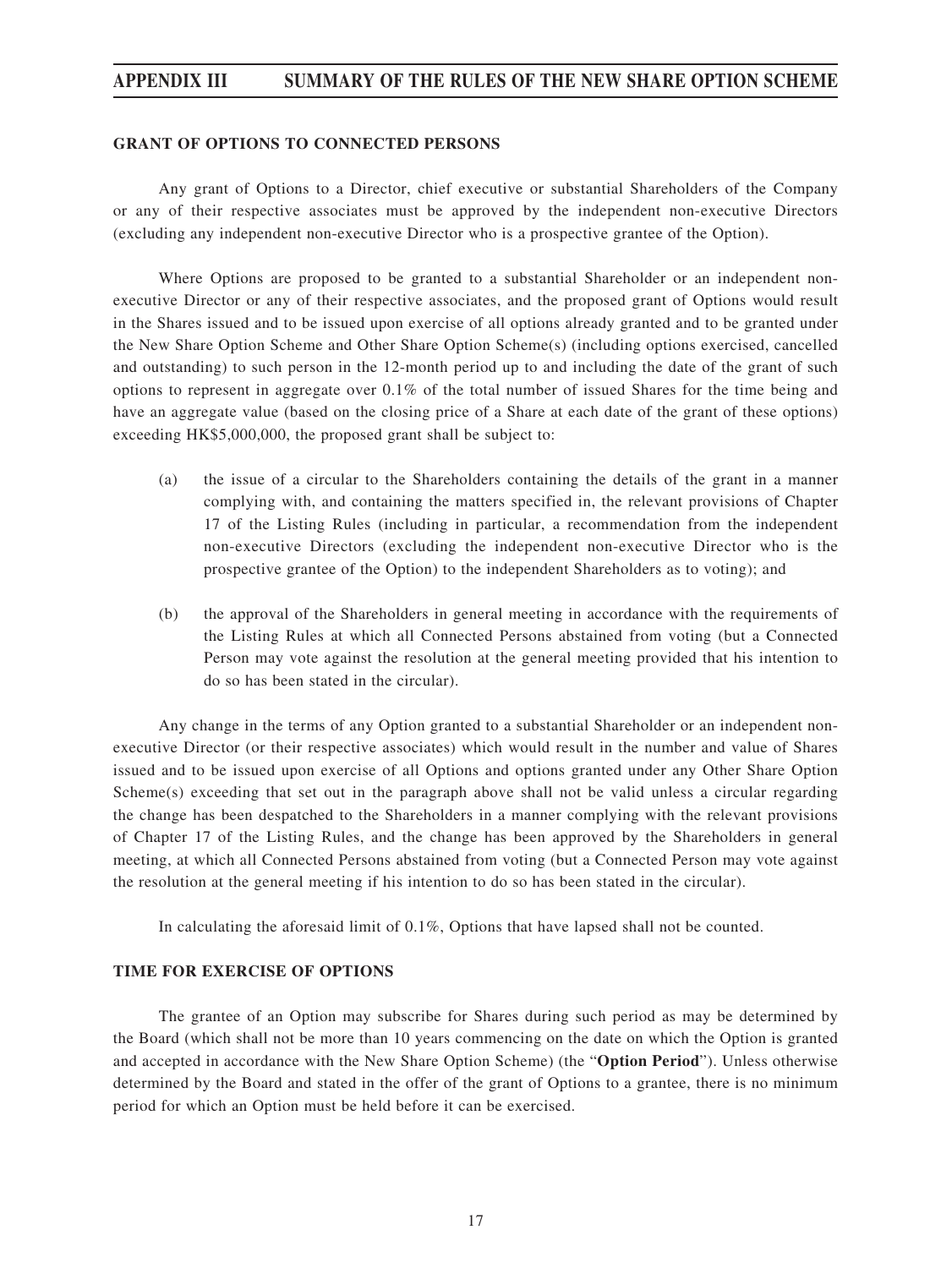## GRANT OF OPTIONS TO CONNECTED PERSONS

Any grant of Options to a Director, chief executive or substantial Shareholders of the Company or any of their respective associates must be approved by the independent non-executive Directors (excluding any independent non-executive Director who is a prospective grantee of the Option).

Where Options are proposed to be granted to a substantial Shareholder or an independent non-executive Director or any of their respective associates, and the proposed grant of Options would result in the Shares issued and to be issued upon exercise of all options already granted and to be granted under the New Share Option Scheme and Other Share Option Scheme(s) (including options exercised, cancelled and outstanding) to such person in the 12-month period up to and including the date of the grant of such options to represent in aggregate over 0.1% of the total number of issued Shares for the time being and have an aggregate value (based on the closing price of a Share at each date of the grant of these options) exceeding HK$5,000,000, the proposed grant shall be subject to:

(a) the issue of a circular to the Shareholders containing the details of the grant in a manner complying with, and containing the matters specified in, the relevant provisions of Chapter 17 of the Listing Rules (including in particular, a recommendation from the independent non-executive Directors (excluding the independent non-executive Director who is the prospective grantee of the Option) to the independent Shareholders as to voting); and

(b) the approval of the Shareholders in general meeting in accordance with the requirements of the Listing Rules at which all Connected Persons abstained from voting (but a Connected Person may vote against the resolution at the general meeting provided that his intention to do so has been stated in the circular).

Any change in the terms of any Option granted to a substantial Shareholder or an independent non-executive Director (or their respective associates) which would result in the number and value of Shares issued and to be issued upon exercise of all Options and options granted under any Other Share Option Scheme(s) exceeding that set out in the paragraph above shall not be valid unless a circular regarding the change has been despatched to the Shareholders in a manner complying with the relevant provisions of Chapter 17 of the Listing Rules, and the change has been approved by the Shareholders in general meeting, at which all Connected Persons abstained from voting (but a Connected Person may vote against the resolution at the general meeting if his intention to do so has been stated in the circular).

In calculating the aforesaid limit of 0.1%, Options that have lapsed shall not be counted.

## TIME FOR EXERCISE OF OPTIONS

The grantee of an Option may subscribe for Shares during such period as may be determined by the Board (which shall not be more than 10 years commencing on the date on which the Option is granted and accepted in accordance with the New Share Option Scheme) (the "**Option Period**"). Unless otherwise determined by the Board and stated in the offer of the grant of Options to a grantee, there is no minimum period for which an Option must be held before it can be exercised.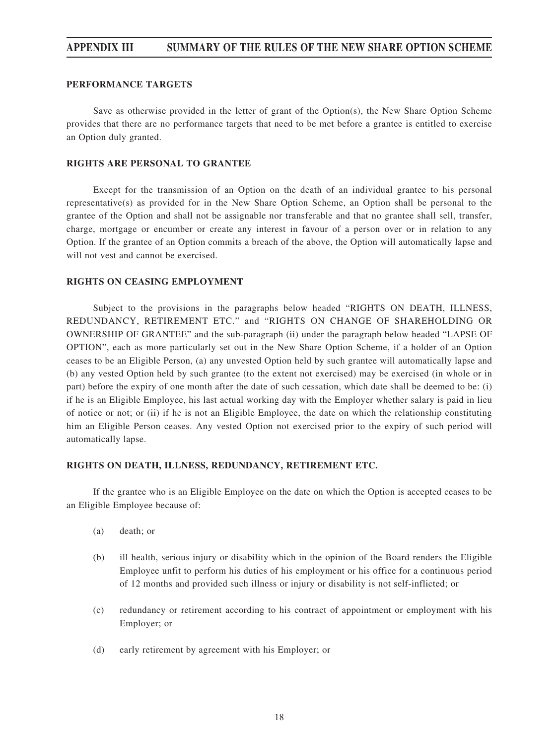#### PERFORMANCE TARGETS

Save as otherwise provided in the letter of grant of the Option(s), the New Share Option Scheme provides that there are no performance targets that need to be met before a grantee is entitled to exercise an Option duly granted.

#### RIGHTS ARE PERSONAL TO GRANTEE

Except for the transmission of an Option on the death of an individual grantee to his personal representative(s) as provided for in the New Share Option Scheme, an Option shall be personal to the grantee of the Option and shall not be assignable nor transferable and that no grantee shall sell, transfer, charge, mortgage or encumber or create any interest in favour of a person over or in relation to any Option. If the grantee of an Option commits a breach of the above, the Option will automatically lapse and will not vest and cannot be exercised.

#### RIGHTS ON CEASING EMPLOYMENT

Subject to the provisions in the paragraphs below headed "RIGHTS ON DEATH, ILLNESS, REDUNDANCY, RETIREMENT ETC." and "RIGHTS ON CHANGE OF SHAREHOLDING OR OWNERSHIP OF GRANTEE" and the sub-paragraph (ii) under the paragraph below headed "LAPSE OF OPTION", each as more particularly set out in the New Share Option Scheme, if a holder of an Option ceases to be an Eligible Person, (a) any unvested Option held by such grantee will automatically lapse and (b) any vested Option held by such grantee (to the extent not exercised) may be exercised (in whole or in part) before the expiry of one month after the date of such cessation, which date shall be deemed to be: (i) if he is an Eligible Employee, his last actual working day with the Employer whether salary is paid in lieu of notice or not; or (ii) if he is not an Eligible Employee, the date on which the relationship constituting him an Eligible Person ceases. Any vested Option not exercised prior to the expiry of such period will automatically lapse.

#### RIGHTS ON DEATH, ILLNESS, REDUNDANCY, RETIREMENT ETC.

If the grantee who is an Eligible Employee on the date on which the Option is accepted ceases to be an Eligible Employee because of:

(a) death; or

(b) ill health, serious injury or disability which in the opinion of the Board renders the Eligible Employee unfit to perform his duties of his employment or his office for a continuous period of 12 months and provided such illness or injury or disability is not self-inflicted; or

(c) redundancy or retirement according to his contract of appointment or employment with his Employer; or

(d) early retirement by agreement with his Employer; or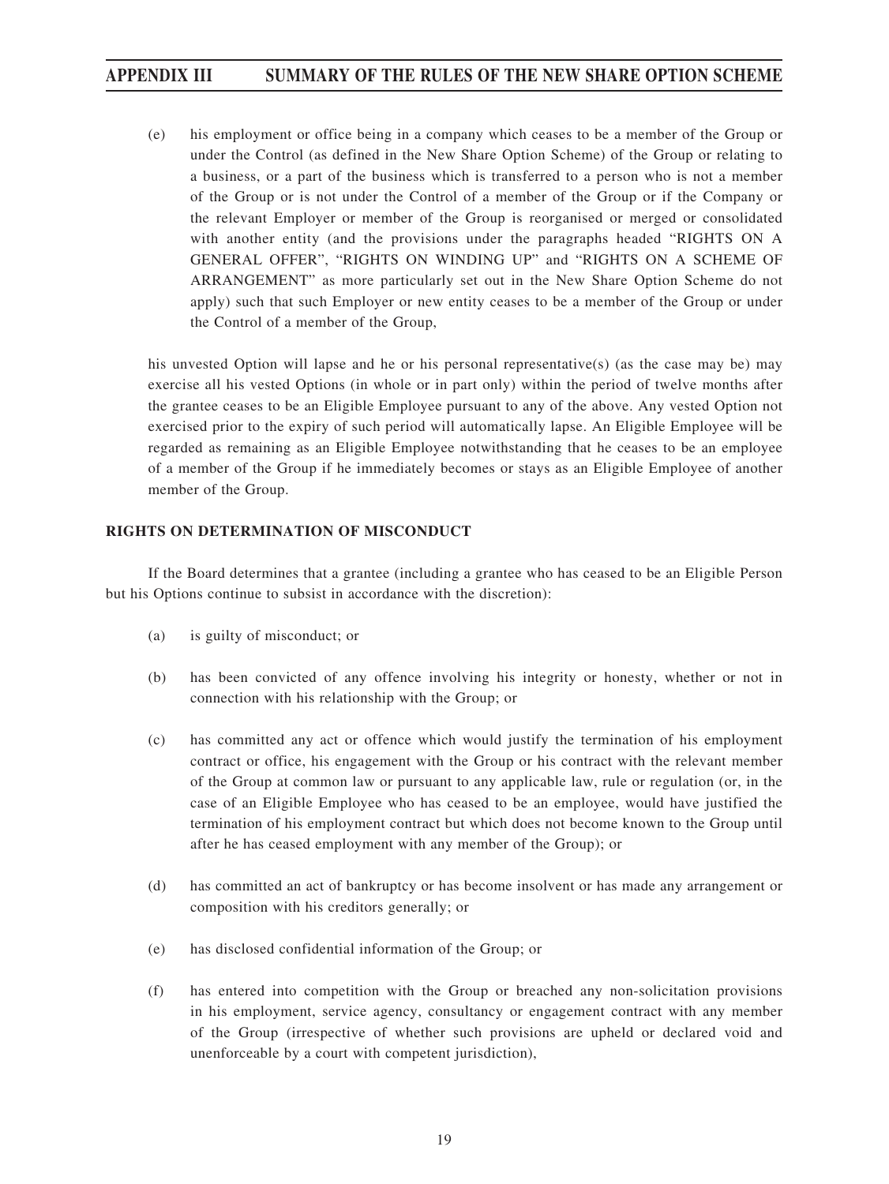(e) his employment or office being in a company which ceases to be a member of the Group or under the Control (as defined in the New Share Option Scheme) of the Group or relating to a business, or a part of the business which is transferred to a person who is not a member of the Group or is not under the Control of a member of the Group or if the Company or the relevant Employer or member of the Group is reorganised or merged or consolidated with another entity (and the provisions under the paragraphs headed "RIGHTS ON A GENERAL OFFER", "RIGHTS ON WINDING UP" and "RIGHTS ON A SCHEME OF ARRANGEMENT" as more particularly set out in the New Share Option Scheme do not apply) such that such Employer or new entity ceases to be a member of the Group or under the Control of a member of the Group,

his unvested Option will lapse and he or his personal representative(s) (as the case may be) may exercise all his vested Options (in whole or in part only) within the period of twelve months after the grantee ceases to be an Eligible Employee pursuant to any of the above. Any vested Option not exercised prior to the expiry of such period will automatically lapse. An Eligible Employee will be regarded as remaining as an Eligible Employee notwithstanding that he ceases to be an employee of a member of the Group if he immediately becomes or stays as an Eligible Employee of another member of the Group.

**RIGHTS ON DETERMINATION OF MISCONDUCT**

If the Board determines that a grantee (including a grantee who has ceased to be an Eligible Person but his Options continue to subsist in accordance with the discretion):

(a) is guilty of misconduct; or

(b) has been convicted of any offence involving his integrity or honesty, whether or not in connection with his relationship with the Group; or

(c) has committed any act or offence which would justify the termination of his employment contract or office, his engagement with the Group or his contract with the relevant member of the Group at common law or pursuant to any applicable law, rule or regulation (or, in the case of an Eligible Employee who has ceased to be an employee, would have justified the termination of his employment contract but which does not become known to the Group until after he has ceased employment with any member of the Group); or

(d) has committed an act of bankruptcy or has become insolvent or has made any arrangement or composition with his creditors generally; or

(e) has disclosed confidential information of the Group; or

(f) has entered into competition with the Group or breached any non-solicitation provisions in his employment, service agency, consultancy or engagement contract with any member of the Group (irrespective of whether such provisions are upheld or declared void and unenforceable by a court with competent jurisdiction),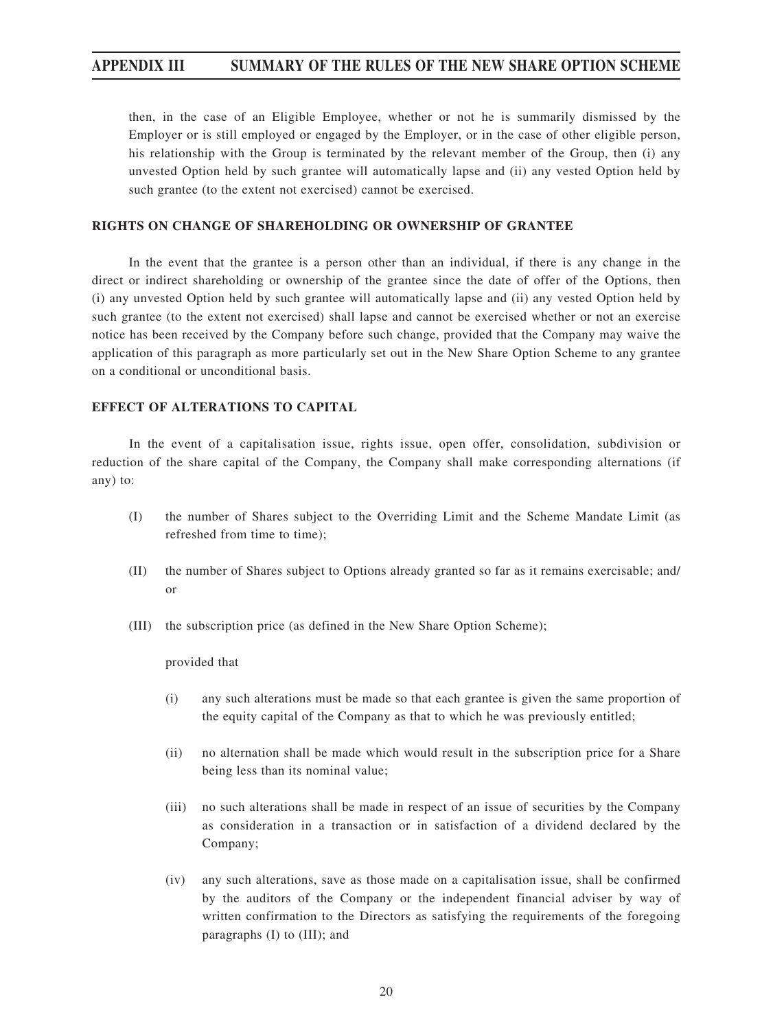then, in the case of an Eligible Employee, whether or not he is summarily dismissed by the Employer or is still employed or engaged by the Employer, or in the case of other eligible person, his relationship with the Group is terminated by the relevant member of the Group, then (i) any unvested Option held by such grantee will automatically lapse and (ii) any vested Option held by such grantee (to the extent not exercised) cannot be exercised.

**RIGHTS ON CHANGE OF SHAREHOLDING OR OWNERSHIP OF GRANTEE**

In the event that the grantee is a person other than an individual, if there is any change in the direct or indirect shareholding or ownership of the grantee since the date of offer of the Options, then (i) any unvested Option held by such grantee will automatically lapse and (ii) any vested Option held by such grantee (to the extent not exercised) shall lapse and cannot be exercised whether or not an exercise notice has been received by the Company before such change, provided that the Company may waive the application of this paragraph as more particularly set out in the New Share Option Scheme to any grantee on a conditional or unconditional basis.

**EFFECT OF ALTERATIONS TO CAPITAL**

In the event of a capitalisation issue, rights issue, open offer, consolidation, subdivision or reduction of the share capital of the Company, the Company shall make corresponding alternations (if any) to:

(I) the number of Shares subject to the Overriding Limit and the Scheme Mandate Limit (as refreshed from time to time);

(II) the number of Shares subject to Options already granted so far as it remains exercisable; and/or

(III) the subscription price (as defined in the New Share Option Scheme);

provided that

(i) any such alterations must be made so that each grantee is given the same proportion of the equity capital of the Company as that to which he was previously entitled;

(ii) no alternation shall be made which would result in the subscription price for a Share being less than its nominal value;

(iii) no such alterations shall be made in respect of an issue of securities by the Company as consideration in a transaction or in satisfaction of a dividend declared by the Company;

(iv) any such alterations, save as those made on a capitalisation issue, shall be confirmed by the auditors of the Company or the independent financial adviser by way of written confirmation to the Directors as satisfying the requirements of the foregoing paragraphs (I) to (III); and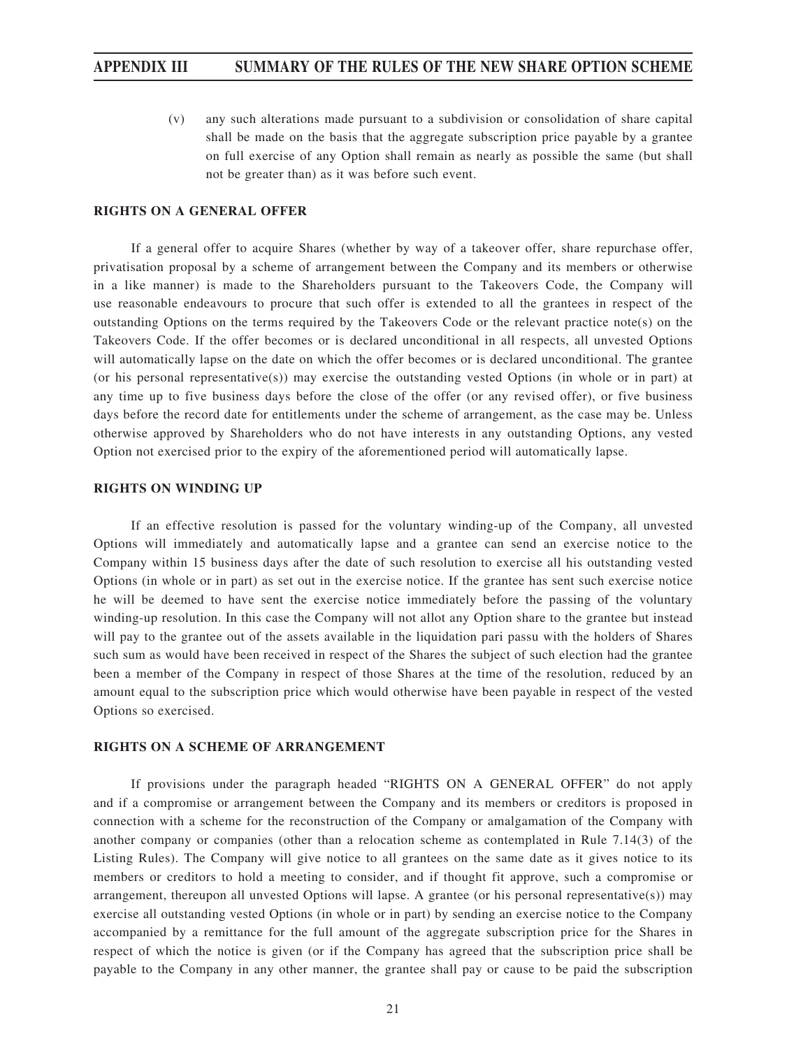(v) any such alterations made pursuant to a subdivision or consolidation of share capital shall be made on the basis that the aggregate subscription price payable by a grantee on full exercise of any Option shall remain as nearly as possible the same (but shall not be greater than) as it was before such event.

**RIGHTS ON A GENERAL OFFER**

If a general offer to acquire Shares (whether by way of a takeover offer, share repurchase offer, privatisation proposal by a scheme of arrangement between the Company and its members or otherwise in a like manner) is made to the Shareholders pursuant to the Takeovers Code, the Company will use reasonable endeavours to procure that such offer is extended to all the grantees in respect of the outstanding Options on the terms required by the Takeovers Code or the relevant practice note(s) on the Takeovers Code. If the offer becomes or is declared unconditional in all respects, all unvested Options will automatically lapse on the date on which the offer becomes or is declared unconditional. The grantee (or his personal representative(s)) may exercise the outstanding vested Options (in whole or in part) at any time up to five business days before the close of the offer (or any revised offer), or five business days before the record date for entitlements under the scheme of arrangement, as the case may be. Unless otherwise approved by Shareholders who do not have interests in any outstanding Options, any vested Option not exercised prior to the expiry of the aforementioned period will automatically lapse.

**RIGHTS ON WINDING UP**

If an effective resolution is passed for the voluntary winding-up of the Company, all unvested Options will immediately and automatically lapse and a grantee can send an exercise notice to the Company within 15 business days after the date of such resolution to exercise all his outstanding vested Options (in whole or in part) as set out in the exercise notice. If the grantee has sent such exercise notice he will be deemed to have sent the exercise notice immediately before the passing of the voluntary winding-up resolution. In this case the Company will not allot any Option share to the grantee but instead will pay to the grantee out of the assets available in the liquidation pari passu with the holders of Shares such sum as would have been received in respect of the Shares the subject of such election had the grantee been a member of the Company in respect of those Shares at the time of the resolution, reduced by an amount equal to the subscription price which would otherwise have been payable in respect of the vested Options so exercised.

**RIGHTS ON A SCHEME OF ARRANGEMENT**

If provisions under the paragraph headed "RIGHTS ON A GENERAL OFFER" do not apply and if a compromise or arrangement between the Company and its members or creditors is proposed in connection with a scheme for the reconstruction of the Company or amalgamation of the Company with another company or companies (other than a relocation scheme as contemplated in Rule 7.14(3) of the Listing Rules). The Company will give notice to all grantees on the same date as it gives notice to its members or creditors to hold a meeting to consider, and if thought fit approve, such a compromise or arrangement, thereupon all unvested Options will lapse. A grantee (or his personal representative(s)) may exercise all outstanding vested Options (in whole or in part) by sending an exercise notice to the Company accompanied by a remittance for the full amount of the aggregate subscription price for the Shares in respect of which the notice is given (or if the Company has agreed that the subscription price shall be payable to the Company in any other manner, the grantee shall pay or cause to be paid the subscription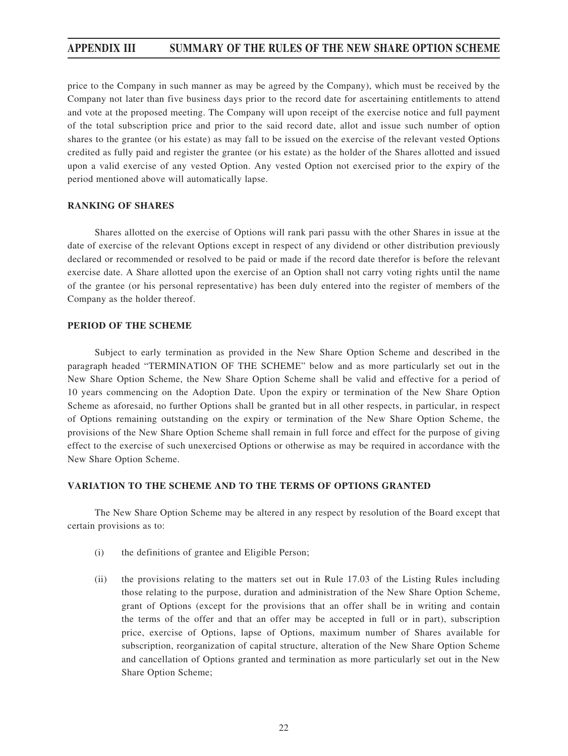price to the Company in such manner as may be agreed by the Company), which must be received by the Company not later than five business days prior to the record date for ascertaining entitlements to attend and vote at the proposed meeting. The Company will upon receipt of the exercise notice and full payment of the total subscription price and prior to the said record date, allot and issue such number of option shares to the grantee (or his estate) as may fall to be issued on the exercise of the relevant vested Options credited as fully paid and register the grantee (or his estate) as the holder of the Shares allotted and issued upon a valid exercise of any vested Option. Any vested Option not exercised prior to the expiry of the period mentioned above will automatically lapse.

## RANKING OF SHARES

Shares allotted on the exercise of Options will rank pari passu with the other Shares in issue at the date of exercise of the relevant Options except in respect of any dividend or other distribution previously declared or recommended or resolved to be paid or made if the record date therefor is before the relevant exercise date. A Share allotted upon the exercise of an Option shall not carry voting rights until the name of the grantee (or his personal representative) has been duly entered into the register of members of the Company as the holder thereof.

## PERIOD OF THE SCHEME

Subject to early termination as provided in the New Share Option Scheme and described in the paragraph headed "TERMINATION OF THE SCHEME" below and as more particularly set out in the New Share Option Scheme, the New Share Option Scheme shall be valid and effective for a period of 10 years commencing on the Adoption Date. Upon the expiry or termination of the New Share Option Scheme as aforesaid, no further Options shall be granted but in all other respects, in particular, in respect of Options remaining outstanding on the expiry or termination of the New Share Option Scheme, the provisions of the New Share Option Scheme shall remain in full force and effect for the purpose of giving effect to the exercise of such unexercised Options or otherwise as may be required in accordance with the New Share Option Scheme.

## VARIATION TO THE SCHEME AND TO THE TERMS OF OPTIONS GRANTED

The New Share Option Scheme may be altered in any respect by resolution of the Board except that certain provisions as to:

(i) the definitions of grantee and Eligible Person;

(ii) the provisions relating to the matters set out in Rule 17.03 of the Listing Rules including those relating to the purpose, duration and administration of the New Share Option Scheme, grant of Options (except for the provisions that an offer shall be in writing and contain the terms of the offer and that an offer may be accepted in full or in part), subscription price, exercise of Options, lapse of Options, maximum number of Shares available for subscription, reorganization of capital structure, alteration of the New Share Option Scheme and cancellation of Options granted and termination as more particularly set out in the New Share Option Scheme;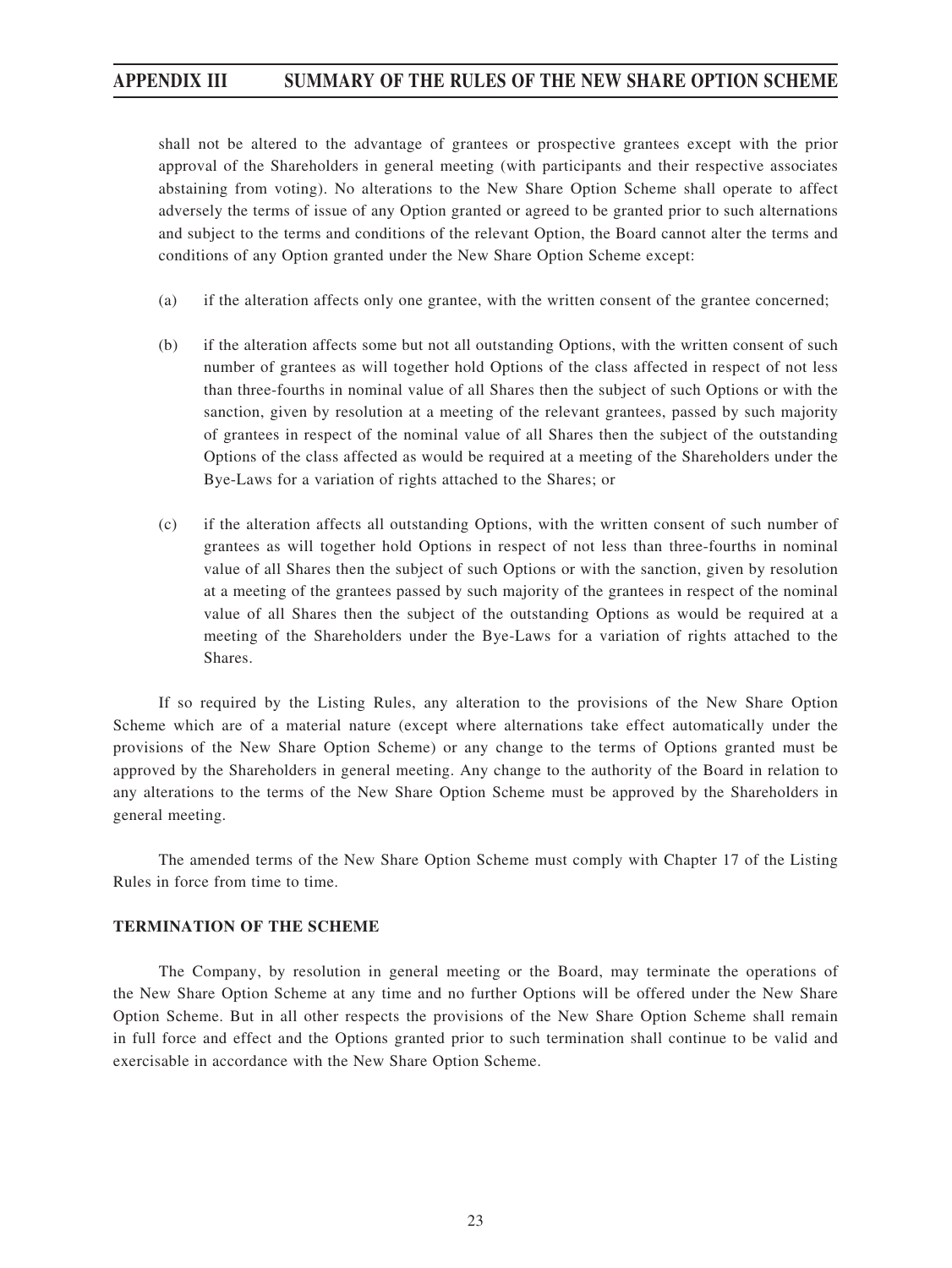shall not be altered to the advantage of grantees or prospective grantees except with the prior approval of the Shareholders in general meeting (with participants and their respective associates abstaining from voting). No alterations to the New Share Option Scheme shall operate to affect adversely the terms of issue of any Option granted or agreed to be granted prior to such alternations and subject to the terms and conditions of the relevant Option, the Board cannot alter the terms and conditions of any Option granted under the New Share Option Scheme except:

(a) if the alteration affects only one grantee, with the written consent of the grantee concerned;

(b) if the alteration affects some but not all outstanding Options, with the written consent of such number of grantees as will together hold Options of the class affected in respect of not less than three-fourths in nominal value of all Shares then the subject of such Options or with the sanction, given by resolution at a meeting of the relevant grantees, passed by such majority of grantees in respect of the nominal value of all Shares then the subject of the outstanding Options of the class affected as would be required at a meeting of the Shareholders under the Bye-Laws for a variation of rights attached to the Shares; or

(c) if the alteration affects all outstanding Options, with the written consent of such number of grantees as will together hold Options in respect of not less than three-fourths in nominal value of all Shares then the subject of such Options or with the sanction, given by resolution at a meeting of the grantees passed by such majority of the grantees in respect of the nominal value of all Shares then the subject of the outstanding Options as would be required at a meeting of the Shareholders under the Bye-Laws for a variation of rights attached to the Shares.

If so required by the Listing Rules, any alteration to the provisions of the New Share Option Scheme which are of a material nature (except where alternations take effect automatically under the provisions of the New Share Option Scheme) or any change to the terms of Options granted must be approved by the Shareholders in general meeting. Any change to the authority of the Board in relation to any alterations to the terms of the New Share Option Scheme must be approved by the Shareholders in general meeting.

The amended terms of the New Share Option Scheme must comply with Chapter 17 of the Listing Rules in force from time to time.

**TERMINATION OF THE SCHEME**

The Company, by resolution in general meeting or the Board, may terminate the operations of the New Share Option Scheme at any time and no further Options will be offered under the New Share Option Scheme. But in all other respects the provisions of the New Share Option Scheme shall remain in full force and effect and the Options granted prior to such termination shall continue to be valid and exercisable in accordance with the New Share Option Scheme.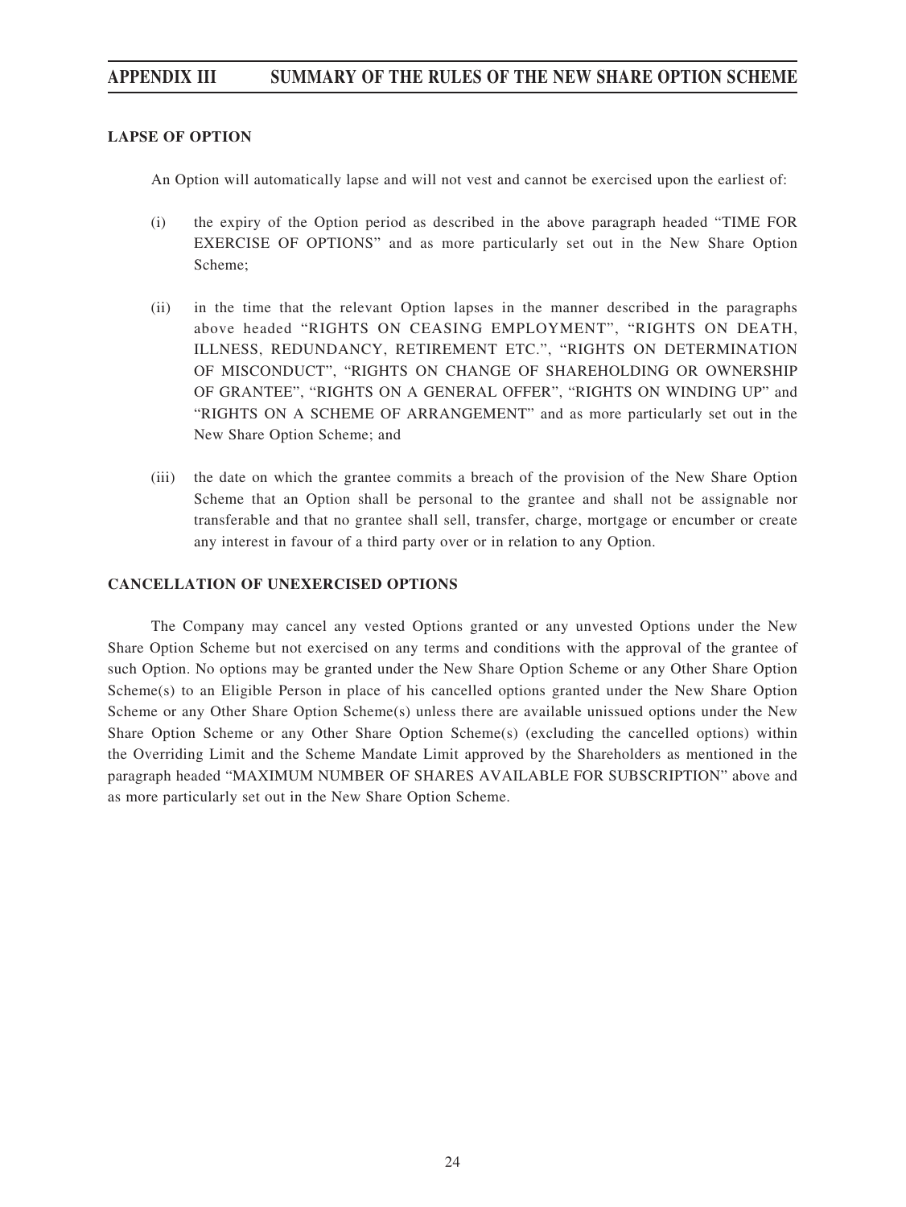**LAPSE OF OPTION**

An Option will automatically lapse and will not vest and cannot be exercised upon the earliest of:

(i) the expiry of the Option period as described in the above paragraph headed "TIME FOR EXERCISE OF OPTIONS" and as more particularly set out in the New Share Option Scheme;

(ii) in the time that the relevant Option lapses in the manner described in the paragraphs above headed "RIGHTS ON CEASING EMPLOYMENT", "RIGHTS ON DEATH, ILLNESS, REDUNDANCY, RETIREMENT ETC.", "RIGHTS ON DETERMINATION OF MISCONDUCT", "RIGHTS ON CHANGE OF SHAREHOLDING OR OWNERSHIP OF GRANTEE", "RIGHTS ON A GENERAL OFFER", "RIGHTS ON WINDING UP" and "RIGHTS ON A SCHEME OF ARRANGEMENT" and as more particularly set out in the New Share Option Scheme; and

(iii) the date on which the grantee commits a breach of the provision of the New Share Option Scheme that an Option shall be personal to the grantee and shall not be assignable nor transferable and that no grantee shall sell, transfer, charge, mortgage or encumber or create any interest in favour of a third party over or in relation to any Option.

**CANCELLATION OF UNEXERCISED OPTIONS**

The Company may cancel any vested Options granted or any unvested Options under the New Share Option Scheme but not exercised on any terms and conditions with the approval of the grantee of such Option. No options may be granted under the New Share Option Scheme or any Other Share Option Scheme(s) to an Eligible Person in place of his cancelled options granted under the New Share Option Scheme or any Other Share Option Scheme(s) unless there are available unissued options under the New Share Option Scheme or any Other Share Option Scheme(s) (excluding the cancelled options) within the Overriding Limit and the Scheme Mandate Limit approved by the Shareholders as mentioned in the paragraph headed "MAXIMUM NUMBER OF SHARES AVAILABLE FOR SUBSCRIPTION" above and as more particularly set out in the New Share Option Scheme.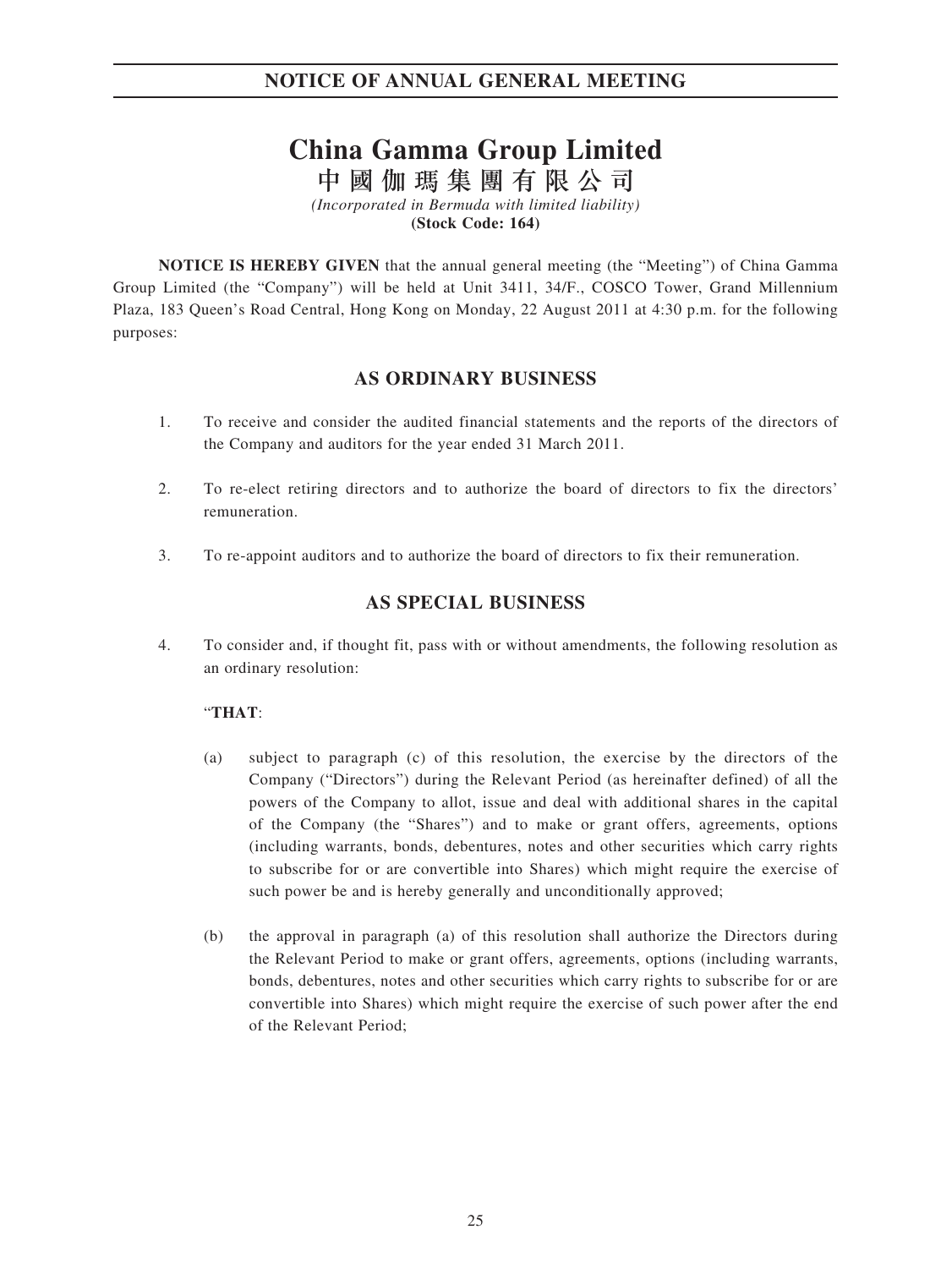## NOTICE OF ANNUAL GENERAL MEETING

# China Gamma Group Limited
# 中國伽瑪集團有限公司

*(Incorporated in Bermuda with limited liability)*
**(Stock Code: 164)**

**NOTICE IS HEREBY GIVEN** that the annual general meeting (the "Meeting") of China Gamma Group Limited (the "Company") will be held at Unit 3411, 34/F., COSCO Tower, Grand Millennium Plaza, 183 Queen's Road Central, Hong Kong on Monday, 22 August 2011 at 4:30 p.m. for the following purposes:

## AS ORDINARY BUSINESS

1. To receive and consider the audited financial statements and the reports of the directors of the Company and auditors for the year ended 31 March 2011.

2. To re-elect retiring directors and to authorize the board of directors to fix the directors' remuneration.

3. To re-appoint auditors and to authorize the board of directors to fix their remuneration.

## AS SPECIAL BUSINESS

4. To consider and, if thought fit, pass with or without amendments, the following resolution as an ordinary resolution:

   "**THAT**:

   (a) subject to paragraph (c) of this resolution, the exercise by the directors of the Company ("Directors") during the Relevant Period (as hereinafter defined) of all the powers of the Company to allot, issue and deal with additional shares in the capital of the Company (the "Shares") and to make or grant offers, agreements, options (including warrants, bonds, debentures, notes and other securities which carry rights to subscribe for or are convertible into Shares) which might require the exercise of such power be and is hereby generally and unconditionally approved;

   (b) the approval in paragraph (a) of this resolution shall authorize the Directors during the Relevant Period to make or grant offers, agreements, options (including warrants, bonds, debentures, notes and other securities which carry rights to subscribe for or are convertible into Shares) which might require the exercise of such power after the end of the Relevant Period;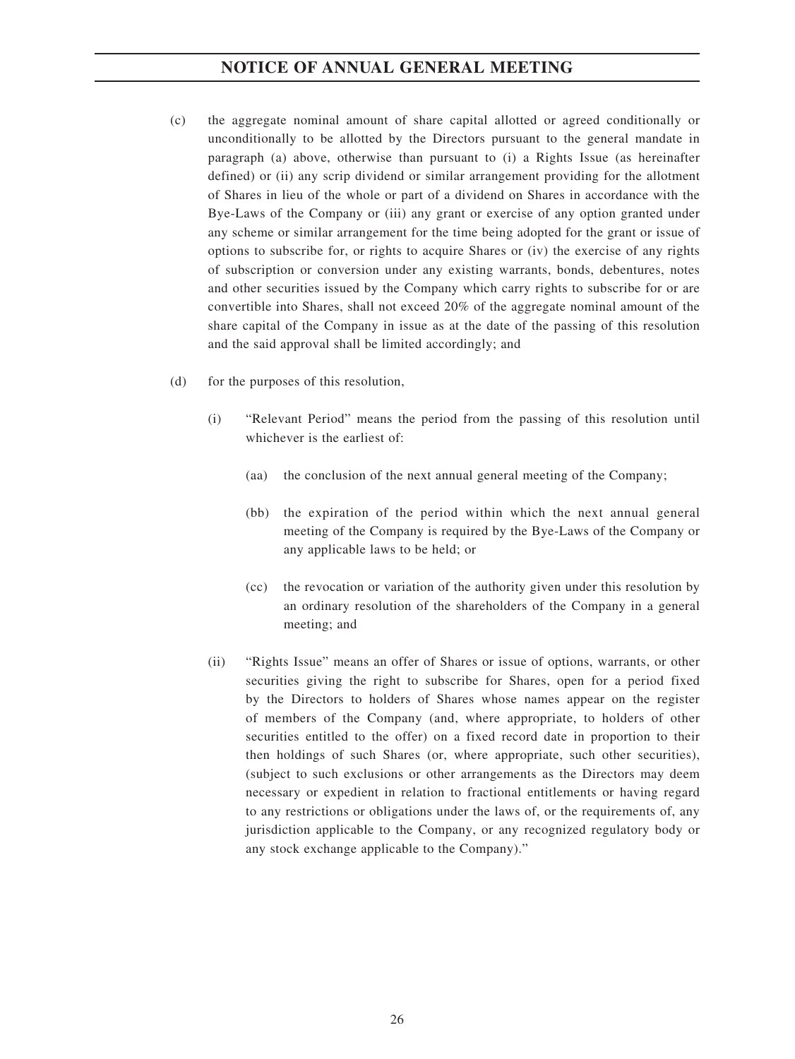(c) the aggregate nominal amount of share capital allotted or agreed conditionally or unconditionally to be allotted by the Directors pursuant to the general mandate in paragraph (a) above, otherwise than pursuant to (i) a Rights Issue (as hereinafter defined) or (ii) any scrip dividend or similar arrangement providing for the allotment of Shares in lieu of the whole or part of a dividend on Shares in accordance with the Bye-Laws of the Company or (iii) any grant or exercise of any option granted under any scheme or similar arrangement for the time being adopted for the grant or issue of options to subscribe for, or rights to acquire Shares or (iv) the exercise of any rights of subscription or conversion under any existing warrants, bonds, debentures, notes and other securities issued by the Company which carry rights to subscribe for or are convertible into Shares, shall not exceed 20% of the aggregate nominal amount of the share capital of the Company in issue as at the date of the passing of this resolution and the said approval shall be limited accordingly; and

(d) for the purposes of this resolution,

   (i) "Relevant Period" means the period from the passing of this resolution until whichever is the earliest of:

      (aa) the conclusion of the next annual general meeting of the Company;

      (bb) the expiration of the period within which the next annual general meeting of the Company is required by the Bye-Laws of the Company or any applicable laws to be held; or

      (cc) the revocation or variation of the authority given under this resolution by an ordinary resolution of the shareholders of the Company in a general meeting; and

   (ii) "Rights Issue" means an offer of Shares or issue of options, warrants, or other securities giving the right to subscribe for Shares, open for a period fixed by the Directors to holders of Shares whose names appear on the register of members of the Company (and, where appropriate, to holders of other securities entitled to the offer) on a fixed record date in proportion to their then holdings of such Shares (or, where appropriate, such other securities), (subject to such exclusions or other arrangements as the Directors may deem necessary or expedient in relation to fractional entitlements or having regard to any restrictions or obligations under the laws of, or the requirements of, any jurisdiction applicable to the Company, or any recognized regulatory body or any stock exchange applicable to the Company)."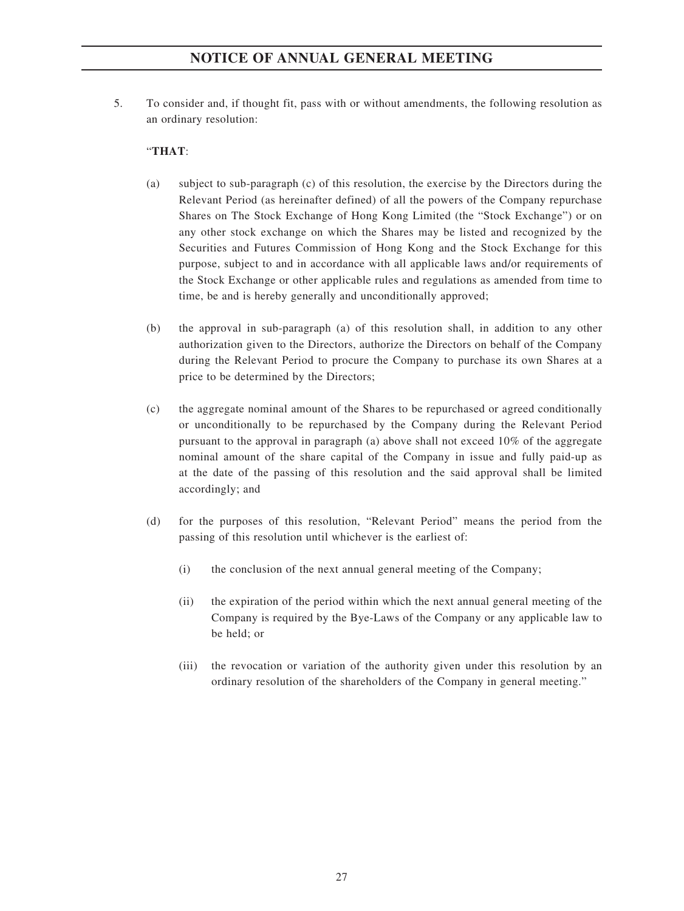5. To consider and, if thought fit, pass with or without amendments, the following resolution as an ordinary resolution:

"**THAT**:

(a) subject to sub-paragraph (c) of this resolution, the exercise by the Directors during the Relevant Period (as hereinafter defined) of all the powers of the Company repurchase Shares on The Stock Exchange of Hong Kong Limited (the "Stock Exchange") or on any other stock exchange on which the Shares may be listed and recognized by the Securities and Futures Commission of Hong Kong and the Stock Exchange for this purpose, subject to and in accordance with all applicable laws and/or requirements of the Stock Exchange or other applicable rules and regulations as amended from time to time, be and is hereby generally and unconditionally approved;

(b) the approval in sub-paragraph (a) of this resolution shall, in addition to any other authorization given to the Directors, authorize the Directors on behalf of the Company during the Relevant Period to procure the Company to purchase its own Shares at a price to be determined by the Directors;

(c) the aggregate nominal amount of the Shares to be repurchased or agreed conditionally or unconditionally to be repurchased by the Company during the Relevant Period pursuant to the approval in paragraph (a) above shall not exceed 10% of the aggregate nominal amount of the share capital of the Company in issue and fully paid-up as at the date of the passing of this resolution and the said approval shall be limited accordingly; and

(d) for the purposes of this resolution, "Relevant Period" means the period from the passing of this resolution until whichever is the earliest of:

  (i) the conclusion of the next annual general meeting of the Company;

  (ii) the expiration of the period within which the next annual general meeting of the Company is required by the Bye-Laws of the Company or any applicable law to be held; or

  (iii) the revocation or variation of the authority given under this resolution by an ordinary resolution of the shareholders of the Company in general meeting."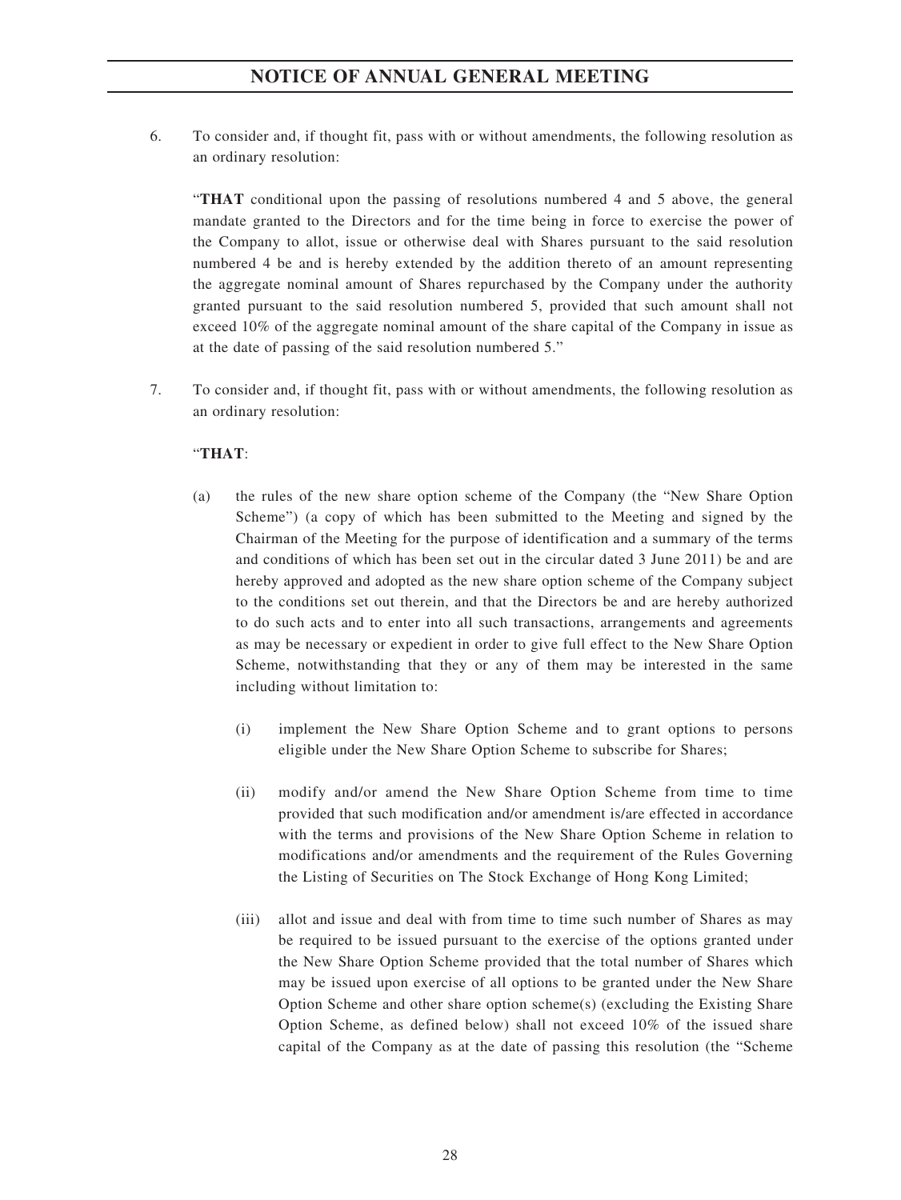6. To consider and, if thought fit, pass with or without amendments, the following resolution as an ordinary resolution:

   "**THAT** conditional upon the passing of resolutions numbered 4 and 5 above, the general mandate granted to the Directors and for the time being in force to exercise the power of the Company to allot, issue or otherwise deal with Shares pursuant to the said resolution numbered 4 be and is hereby extended by the addition thereto of an amount representing the aggregate nominal amount of Shares repurchased by the Company under the authority granted pursuant to the said resolution numbered 5, provided that such amount shall not exceed 10% of the aggregate nominal amount of the share capital of the Company in issue as at the date of passing of the said resolution numbered 5."

7. To consider and, if thought fit, pass with or without amendments, the following resolution as an ordinary resolution:

   "**THAT**:

   (a) the rules of the new share option scheme of the Company (the "New Share Option Scheme") (a copy of which has been submitted to the Meeting and signed by the Chairman of the Meeting for the purpose of identification and a summary of the terms and conditions of which has been set out in the circular dated 3 June 2011) be and are hereby approved and adopted as the new share option scheme of the Company subject to the conditions set out therein, and that the Directors be and are hereby authorized to do such acts and to enter into all such transactions, arrangements and agreements as may be necessary or expedient in order to give full effect to the New Share Option Scheme, notwithstanding that they or any of them may be interested in the same including without limitation to:

      (i) implement the New Share Option Scheme and to grant options to persons eligible under the New Share Option Scheme to subscribe for Shares;

      (ii) modify and/or amend the New Share Option Scheme from time to time provided that such modification and/or amendment is/are effected in accordance with the terms and provisions of the New Share Option Scheme in relation to modifications and/or amendments and the requirement of the Rules Governing the Listing of Securities on The Stock Exchange of Hong Kong Limited;

      (iii) allot and issue and deal with from time to time such number of Shares as may be required to be issued pursuant to the exercise of the options granted under the New Share Option Scheme provided that the total number of Shares which may be issued upon exercise of all options to be granted under the New Share Option Scheme and other share option scheme(s) (excluding the Existing Share Option Scheme, as defined below) shall not exceed 10% of the issued share capital of the Company as at the date of passing this resolution (the "Scheme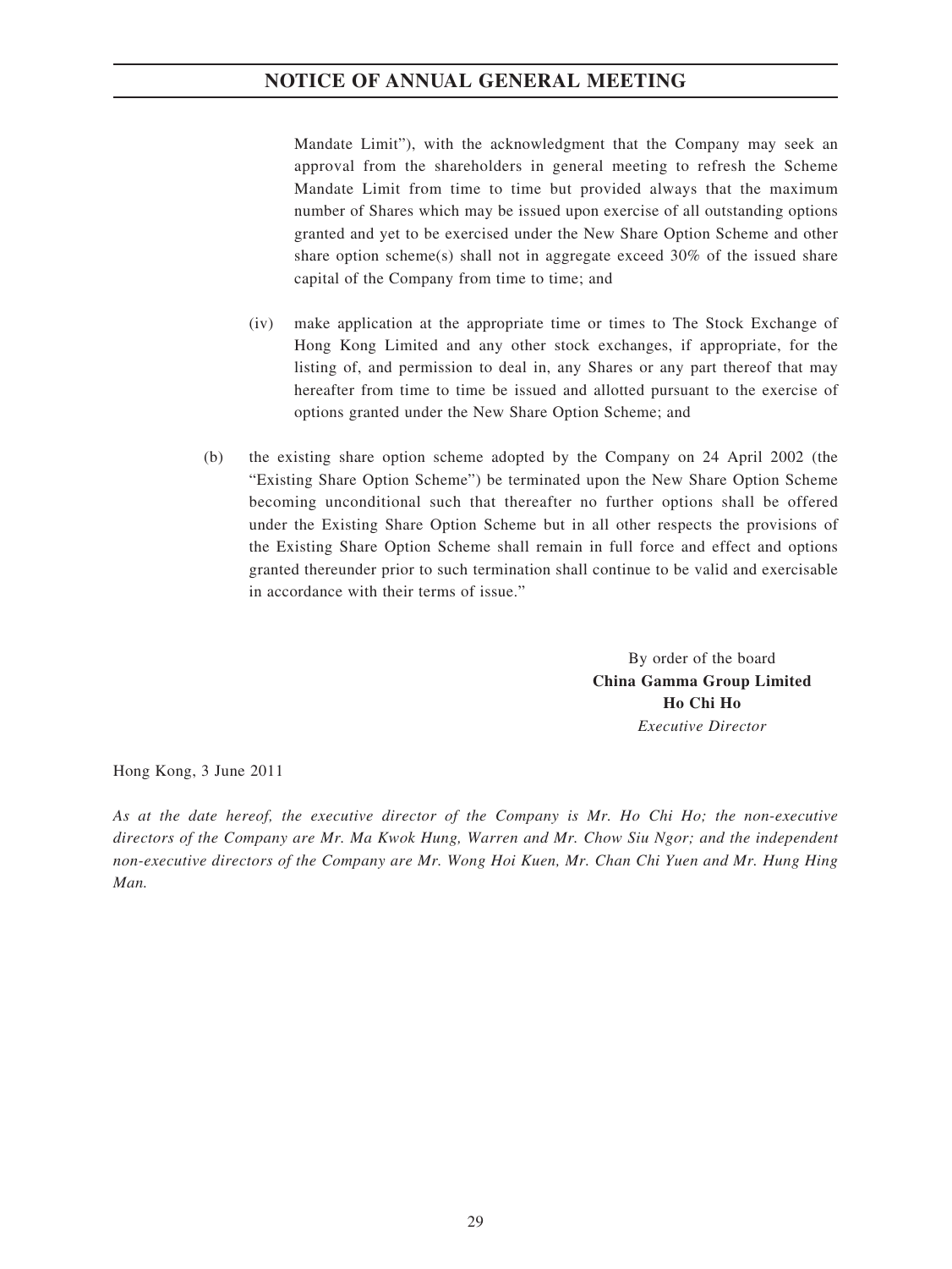Mandate Limit"), with the acknowledgment that the Company may seek an approval from the shareholders in general meeting to refresh the Scheme Mandate Limit from time to time but provided always that the maximum number of Shares which may be issued upon exercise of all outstanding options granted and yet to be exercised under the New Share Option Scheme and other share option scheme(s) shall not in aggregate exceed 30% of the issued share capital of the Company from time to time; and

(iv) make application at the appropriate time or times to The Stock Exchange of Hong Kong Limited and any other stock exchanges, if appropriate, for the listing of, and permission to deal in, any Shares or any part thereof that may hereafter from time to time be issued and allotted pursuant to the exercise of options granted under the New Share Option Scheme; and

(b) the existing share option scheme adopted by the Company on 24 April 2002 (the "Existing Share Option Scheme") be terminated upon the New Share Option Scheme becoming unconditional such that thereafter no further options shall be offered under the Existing Share Option Scheme but in all other respects the provisions of the Existing Share Option Scheme shall remain in full force and effect and options granted thereunder prior to such termination shall continue to be valid and exercisable in accordance with their terms of issue."

By order of the board
**China Gamma Group Limited**
**Ho Chi Ho**
*Executive Director*

Hong Kong, 3 June 2011

*As at the date hereof, the executive director of the Company is Mr. Ho Chi Ho; the non-executive directors of the Company are Mr. Ma Kwok Hung, Warren and Mr. Chow Siu Ngor; and the independent non-executive directors of the Company are Mr. Wong Hoi Kuen, Mr. Chan Chi Yuen and Mr. Hung Hing Man.*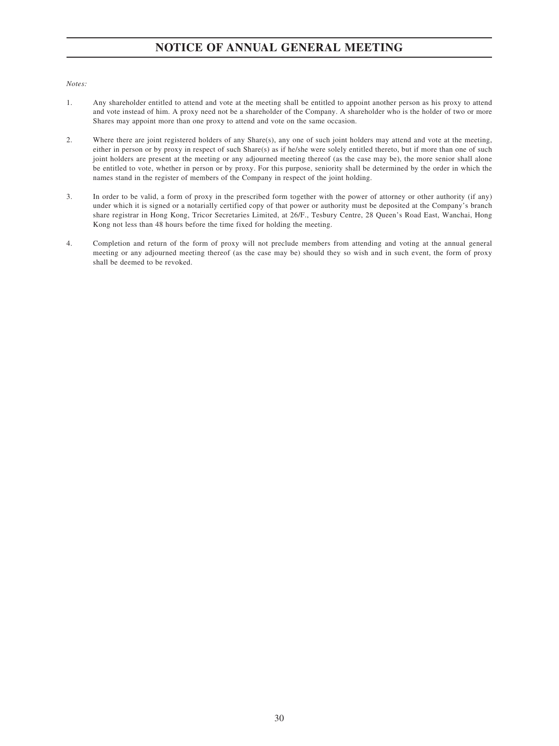# NOTICE OF ANNUAL GENERAL MEETING

*Notes:*

1. Any shareholder entitled to attend and vote at the meeting shall be entitled to appoint another person as his proxy to attend and vote instead of him. A proxy need not be a shareholder of the Company. A shareholder who is the holder of two or more Shares may appoint more than one proxy to attend and vote on the same occasion.

2. Where there are joint registered holders of any Share(s), any one of such joint holders may attend and vote at the meeting, either in person or by proxy in respect of such Share(s) as if he/she were solely entitled thereto, but if more than one of such joint holders are present at the meeting or any adjourned meeting thereof (as the case may be), the more senior shall alone be entitled to vote, whether in person or by proxy. For this purpose, seniority shall be determined by the order in which the names stand in the register of members of the Company in respect of the joint holding.

3. In order to be valid, a form of proxy in the prescribed form together with the power of attorney or other authority (if any) under which it is signed or a notarially certified copy of that power or authority must be deposited at the Company's branch share registrar in Hong Kong, Tricor Secretaries Limited, at 26/F., Tesbury Centre, 28 Queen's Road East, Wanchai, Hong Kong not less than 48 hours before the time fixed for holding the meeting.

4. Completion and return of the form of proxy will not preclude members from attending and voting at the annual general meeting or any adjourned meeting thereof (as the case may be) should they so wish and in such event, the form of proxy shall be deemed to be revoked.